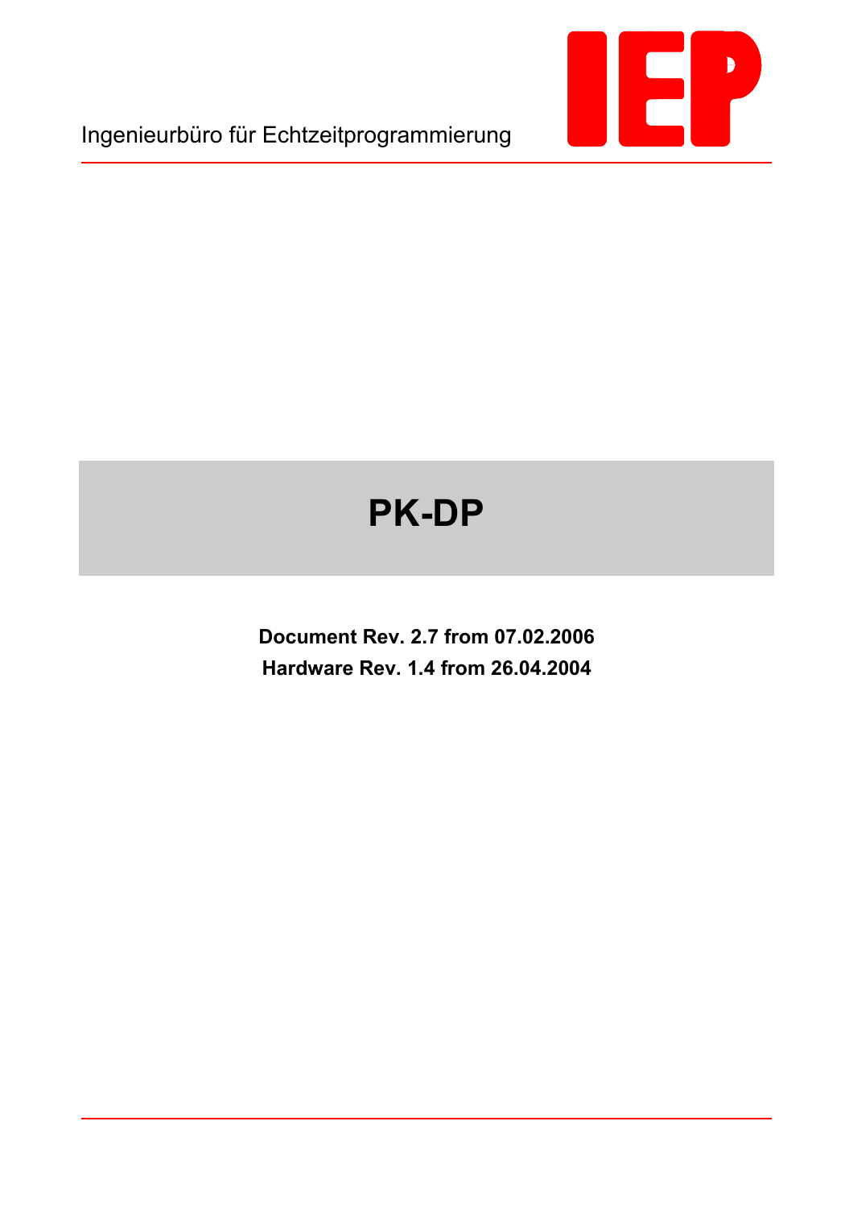Ingenieurbüro für Echtzeitprogrammierung

IEP

# PK-DP

**Document Rev. 2.7 from 07.02.2006**

**Hardware Rev. 1.4 from 26.04.2004**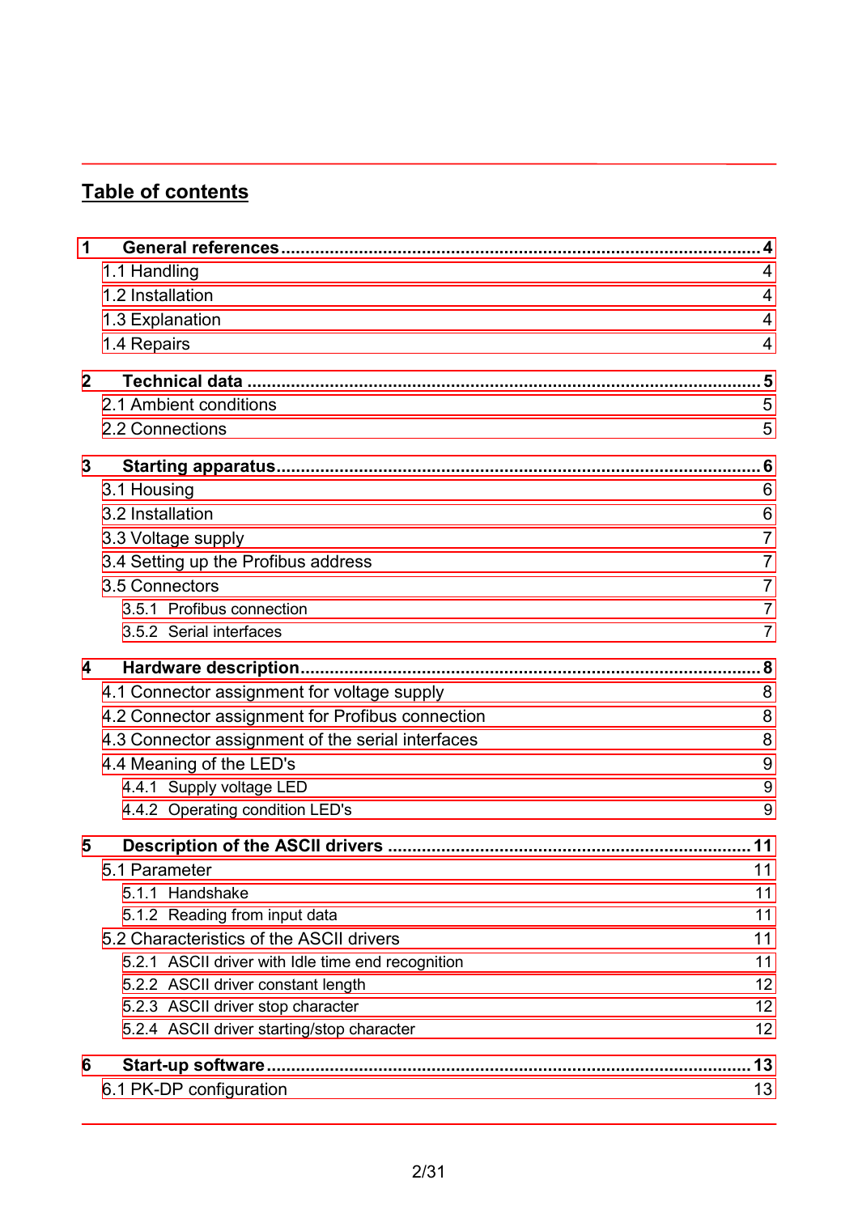## Table of contents

**1 General references .......... 4**
- 1.1 Handling 4
- 1.2 Installation 4
- 1.3 Explanation 4
- 1.4 Repairs 4

**2 Technical data .......... 5**
- 2.1 Ambient conditions 5
- 2.2 Connections 5

**3 Starting apparatus .......... 6**
- 3.1 Housing 6
- 3.2 Installation 6
- 3.3 Voltage supply 7
- 3.4 Setting up the Profibus address 7
- 3.5 Connectors 7
  - 3.5.1 Profibus connection 7
  - 3.5.2 Serial interfaces 7

**4 Hardware description .......... 8**
- 4.1 Connector assignment for voltage supply 8
- 4.2 Connector assignment for Profibus connection 8
- 4.3 Connector assignment of the serial interfaces 8
- 4.4 Meaning of the LED's 9
  - 4.4.1 Supply voltage LED 9
  - 4.4.2 Operating condition LED's 9

**5 Description of the ASCII drivers .......... 11**
- 5.1 Parameter 11
  - 5.1.1 Handshake 11
  - 5.1.2 Reading from input data 11
- 5.2 Characteristics of the ASCII drivers 11
  - 5.2.1 ASCII driver with Idle time end recognition 11
  - 5.2.2 ASCII driver constant length 12
  - 5.2.3 ASCII driver stop character 12
  - 5.2.4 ASCII driver starting/stop character 12

**6 Start-up software .......... 13**
- 6.1 PK-DP configuration 13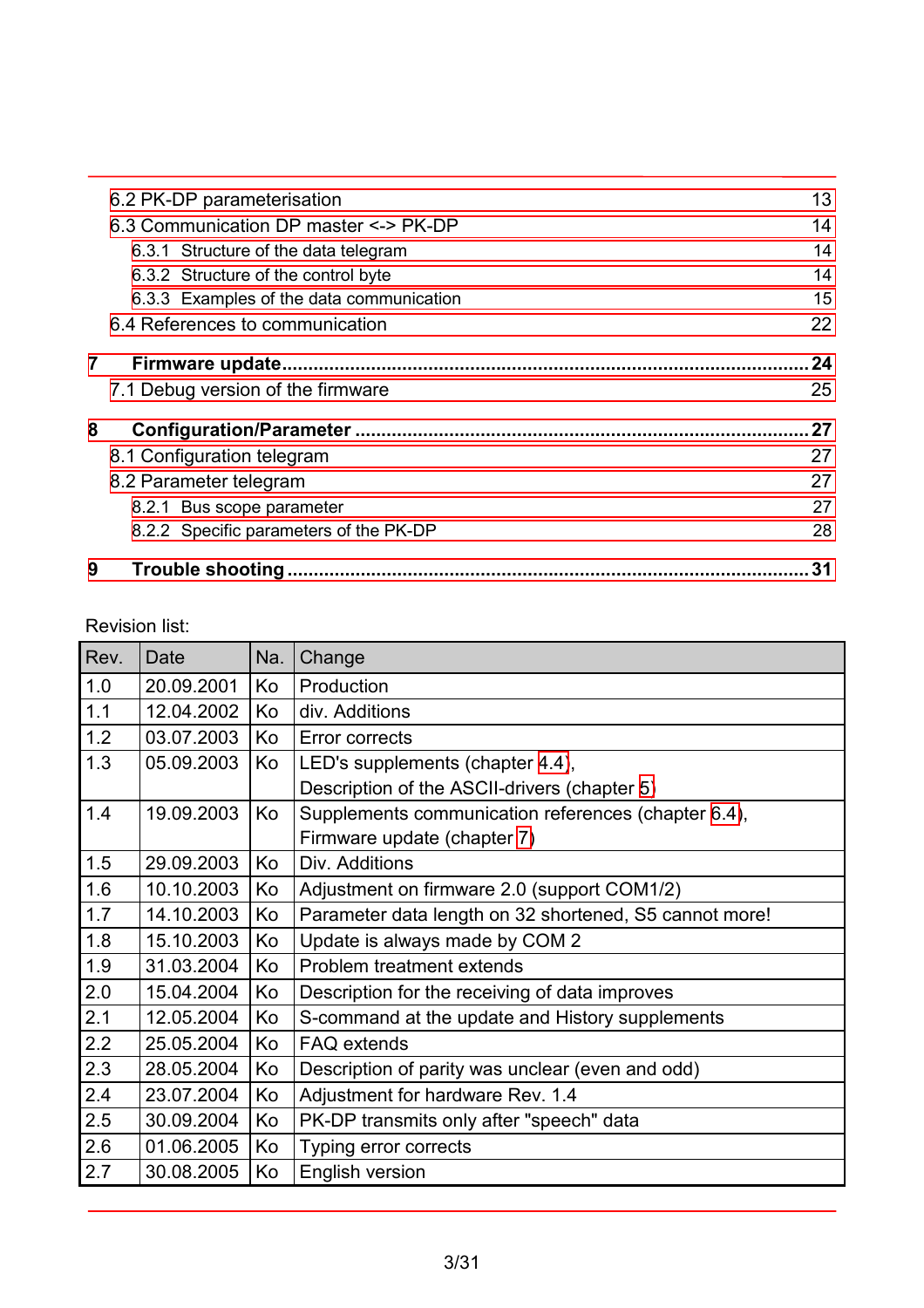6.2 PK-DP parameterisation 13
6.3 Communication DP master <-> PK-DP 14
6.3.1 Structure of the data telegram 14
6.3.2 Structure of the control byte 14
6.3.3 Examples of the data communication 15
6.4 References to communication 22

**7 Firmware update....................................................................................................24**
7.1 Debug version of the firmware 25

**8 Configuration/Parameter ......................................................................................27**
8.1 Configuration telegram 27
8.2 Parameter telegram 27
8.2.1 Bus scope parameter 27
8.2.2 Specific parameters of the PK-DP 28

**9 Trouble shooting ...................................................................................................31**

Revision list:

| Rev. | Date | Na. | Change |
|---|---|---|---|
| 1.0 | 20.09.2001 | Ko | Production |
| 1.1 | 12.04.2002 | Ko | div. Additions |
| 1.2 | 03.07.2003 | Ko | Error corrects |
| 1.3 | 05.09.2003 | Ko | LED's supplements (chapter 4.4), Description of the ASCII-drivers (chapter 5) |
| 1.4 | 19.09.2003 | Ko | Supplements communication references (chapter 6.4), Firmware update (chapter 7) |
| 1.5 | 29.09.2003 | Ko | Div. Additions |
| 1.6 | 10.10.2003 | Ko | Adjustment on firmware 2.0 (support COM1/2) |
| 1.7 | 14.10.2003 | Ko | Parameter data length on 32 shortened, S5 cannot more! |
| 1.8 | 15.10.2003 | Ko | Update is always made by COM 2 |
| 1.9 | 31.03.2004 | Ko | Problem treatment extends |
| 2.0 | 15.04.2004 | Ko | Description for the receiving of data improves |
| 2.1 | 12.05.2004 | Ko | S-command at the update and History supplements |
| 2.2 | 25.05.2004 | Ko | FAQ extends |
| 2.3 | 28.05.2004 | Ko | Description of parity was unclear (even and odd) |
| 2.4 | 23.07.2004 | Ko | Adjustment for hardware Rev. 1.4 |
| 2.5 | 30.09.2004 | Ko | PK-DP transmits only after "speech" data |
| 2.6 | 01.06.2005 | Ko | Typing error corrects |
| 2.7 | 30.08.2005 | Ko | English version |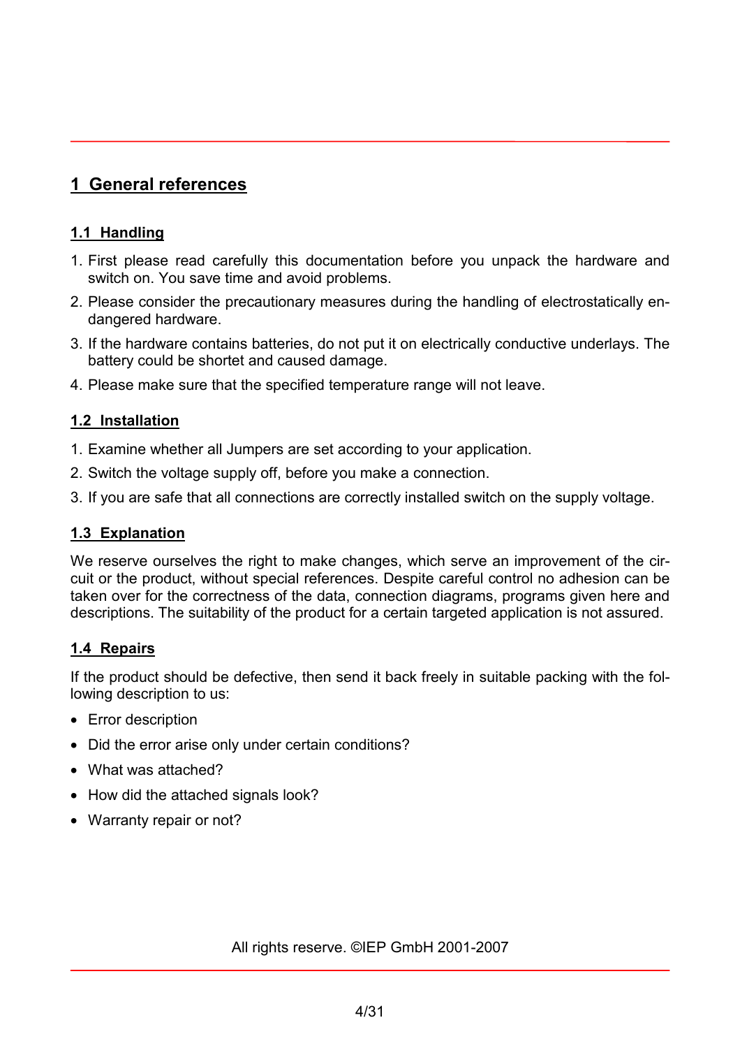# 1 General references

## 1.1 Handling

1. First please read carefully this documentation before you unpack the hardware and switch on. You save time and avoid problems.
2. Please consider the precautionary measures during the handling of electrostatically endangered hardware.
3. If the hardware contains batteries, do not put it on electrically conductive underlays. The battery could be shortet and caused damage.
4. Please make sure that the specified temperature range will not leave.

## 1.2 Installation

1. Examine whether all Jumpers are set according to your application.
2. Switch the voltage supply off, before you make a connection.
3. If you are safe that all connections are correctly installed switch on the supply voltage.

## 1.3 Explanation

We reserve ourselves the right to make changes, which serve an improvement of the circuit or the product, without special references. Despite careful control no adhesion can be taken over for the correctness of the data, connection diagrams, programs given here and descriptions. The suitability of the product for a certain targeted application is not assured.

## 1.4 Repairs

If the product should be defective, then send it back freely in suitable packing with the following description to us:

- Error description
- Did the error arise only under certain conditions?
- What was attached?
- How did the attached signals look?
- Warranty repair or not?

All rights reserve. ©IEP GmbH 2001-2007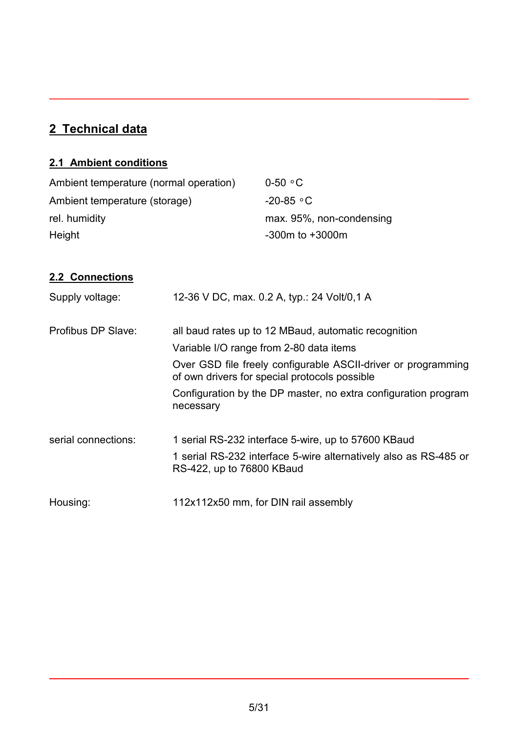# 2 Technical data

## 2.1 Ambient conditions

| | |
|---|---|
| Ambient temperature (normal operation) | 0-50 °C |
| Ambient temperature (storage) | -20-85 °C |
| rel. humidity | max. 95%, non-condensing |
| Height | -300m to +3000m |

## 2.2 Connections

| | |
|---|---|
| Supply voltage: | 12-36 V DC, max. 0.2 A, typ.: 24 Volt/0,1 A |
| Profibus DP Slave: | all baud rates up to 12 MBaud, automatic recognition<br>Variable I/O range from 2-80 data items<br>Over GSD file freely configurable ASCII-driver or programming of own drivers for special protocols possible<br>Configuration by the DP master, no extra configuration program necessary |
| serial connections: | 1 serial RS-232 interface 5-wire, up to 57600 KBaud<br>1 serial RS-232 interface 5-wire alternatively also as RS-485 or RS-422, up to 76800 KBaud |
| Housing: | 112x112x50 mm, for DIN rail assembly |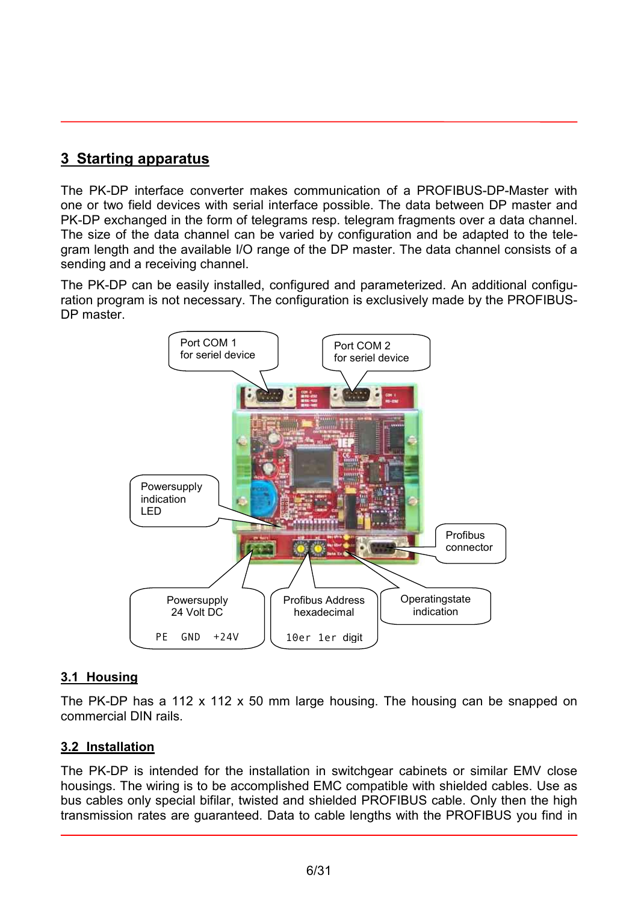## 3 Starting apparatus

The PK-DP interface converter makes communication of a PROFIBUS-DP-Master with one or two field devices with serial interface possible. The data between DP master and PK-DP exchanged in the form of telegrams resp. telegram fragments over a data channel. The size of the data channel can be varied by configuration and be adapted to the telegram length and the available I/O range of the DP master. The data channel consists of a sending and a receiving channel.

The PK-DP can be easily installed, configured and parameterized. An additional configuration program is not necessary. The configuration is exclusively made by the PROFIBUS-DP master.

Port COM 1 for seriel device

Port COM 2 for seriel device

Powersupply indication LED

Profibus connector

Powersupply 24 Volt DC

PE GND +24V

Profibus Address hexadecimal

10er 1er digit

Operatingstate indication

### 3.1 Housing

The PK-DP has a 112 x 112 x 50 mm large housing. The housing can be snapped on commercial DIN rails.

### 3.2 Installation

The PK-DP is intended for the installation in switchgear cabinets or similar EMV close housings. The wiring is to be accomplished EMC compatible with shielded cables. Use as bus cables only special bifilar, twisted and shielded PROFIBUS cable. Only then the high transmission rates are guaranteed. Data to cable lengths with the PROFIBUS you find in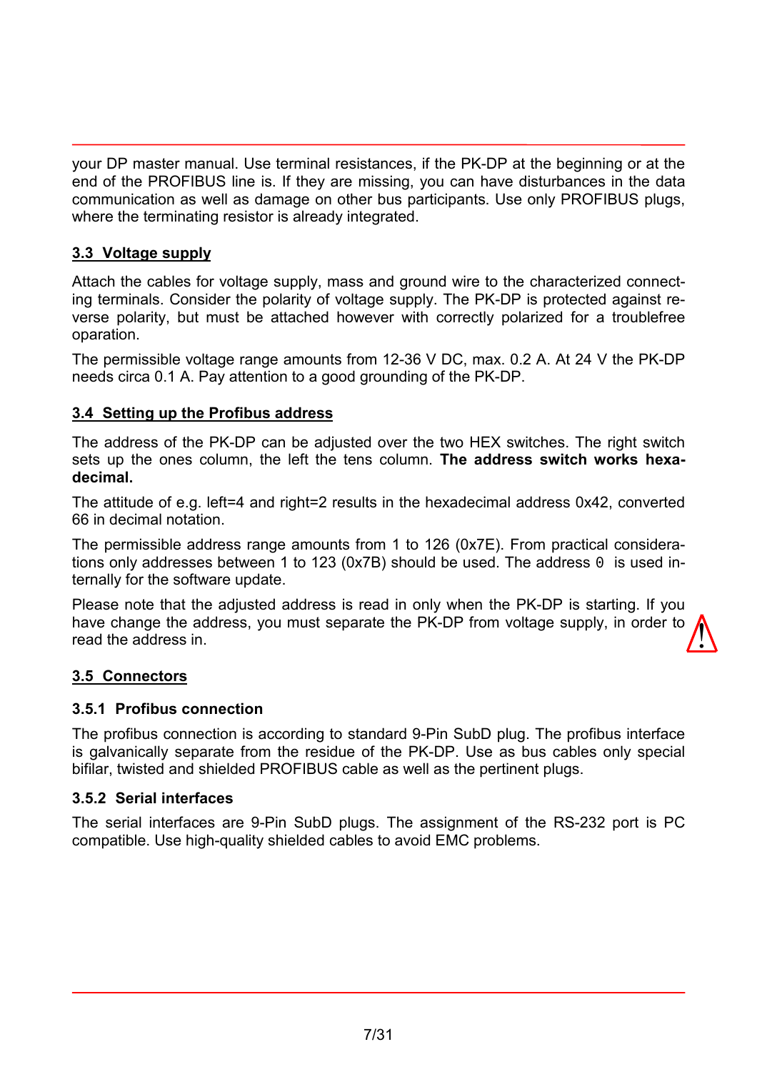your DP master manual. Use terminal resistances, if the PK-DP at the beginning or at the end of the PROFIBUS line is. If they are missing, you can have disturbances in the data communication as well as damage on other bus participants. Use only PROFIBUS plugs, where the terminating resistor is already integrated.

## 3.3 Voltage supply

Attach the cables for voltage supply, mass and ground wire to the characterized connecting terminals. Consider the polarity of voltage supply. The PK-DP is protected against reverse polarity, but must be attached however with correctly polarized for a troublefree oparation.

The permissible voltage range amounts from 12-36 V DC, max. 0.2 A. At 24 V the PK-DP needs circa 0.1 A. Pay attention to a good grounding of the PK-DP.

## 3.4 Setting up the Profibus address

The address of the PK-DP can be adjusted over the two HEX switches. The right switch sets up the ones column, the left the tens column. **The address switch works hexadecimal.**

The attitude of e.g. left=4 and right=2 results in the hexadecimal address 0x42, converted 66 in decimal notation.

The permissible address range amounts from 1 to 126 (0x7E). From practical considerations only addresses between 1 to 123 (0x7B) should be used. The address `0` is used internally for the software update.

Please note that the adjusted address is read in only when the PK-DP is starting. If you have change the address, you must separate the PK-DP from voltage supply, in order to read the address in.

## 3.5 Connectors

### 3.5.1 Profibus connection

The profibus connection is according to standard 9-Pin SubD plug. The profibus interface is galvanically separate from the residue of the PK-DP. Use as bus cables only special bifilar, twisted and shielded PROFIBUS cable as well as the pertinent plugs.

### 3.5.2 Serial interfaces

The serial interfaces are 9-Pin SubD plugs. The assignment of the RS-232 port is PC compatible. Use high-quality shielded cables to avoid EMC problems.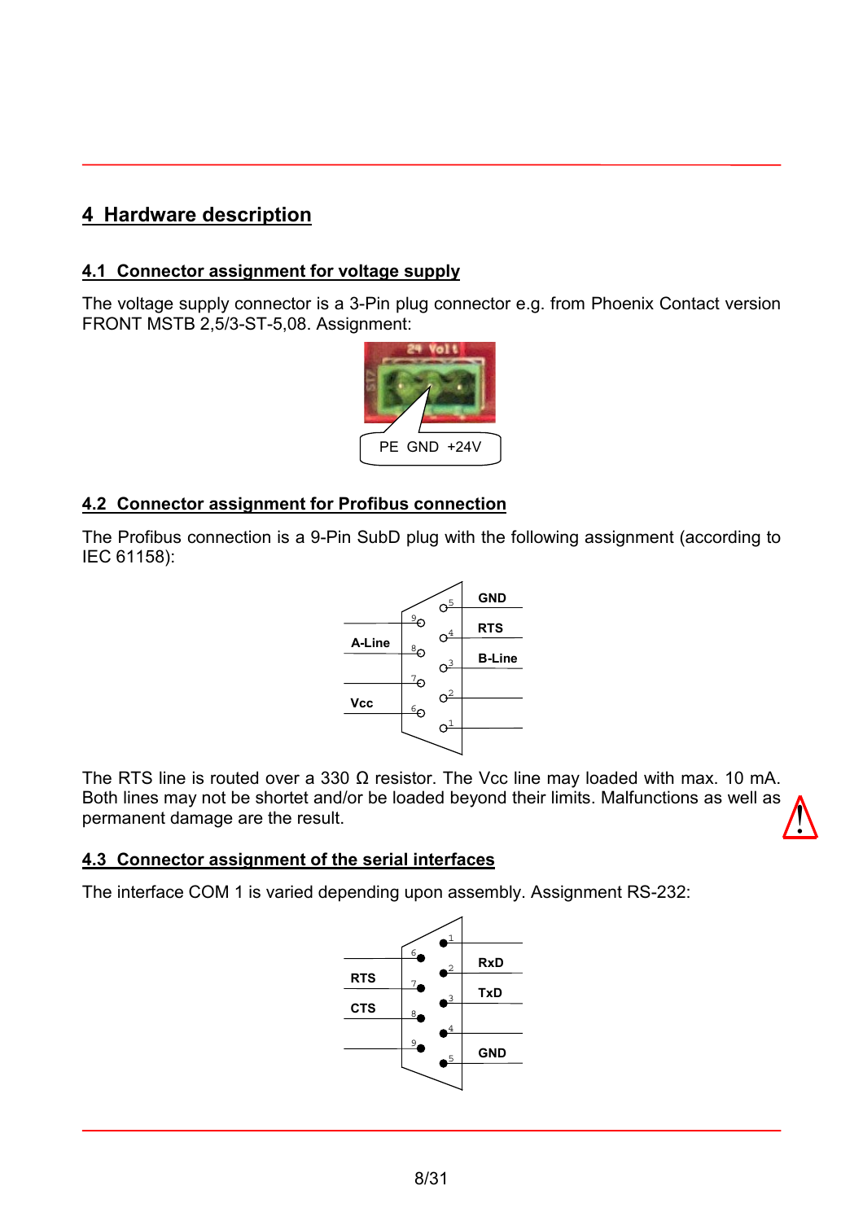# 4 Hardware description

## 4.1 Connector assignment for voltage supply

The voltage supply connector is a 3-Pin plug connector e.g. from Phoenix Contact version FRONT MSTB 2,5/3-ST-5,08. Assignment:

PE GND +24V

## 4.2 Connector assignment for Profibus connection

The Profibus connection is a 9-Pin SubD plug with the following assignment (according to IEC 61158):

| Pin | Signal |
|---|---|
| 1 | |
| 2 | |
| 3 | B-Line |
| 4 | RTS |
| 5 | GND |
| 6 | Vcc |
| 7 | |
| 8 | A-Line |
| 9 | |

The RTS line is routed over a 330 Ω resistor. The Vcc line may loaded with max. 10 mA. Both lines may not be shortet and/or be loaded beyond their limits. Malfunctions as well as permanent damage are the result.

## 4.3 Connector assignment of the serial interfaces

The interface COM 1 is varied depending upon assembly. Assignment RS-232:

| Pin | Signal |
|---|---|
| 1 | |
| 2 | RxD |
| 3 | TxD |
| 4 | |
| 5 | GND |
| 6 | |
| 7 | RTS |
| 8 | CTS |
| 9 | |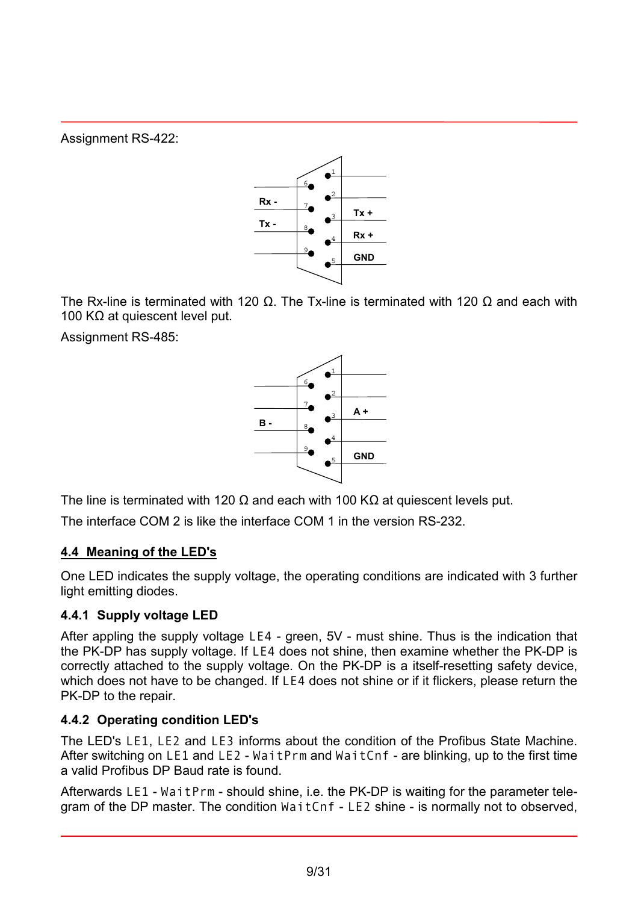Assignment RS-422:

| Pin | Signal |
|---|---|
| 1 | |
| 2 | |
| 3 | Tx + |
| 4 | Rx + |
| 5 | GND |
| 6 | |
| 7 | Rx - |
| 8 | Tx - |
| 9 | |

The Rx-line is terminated with 120 Ω. The Tx-line is terminated with 120 Ω and each with 100 KΩ at quiescent level put.

Assignment RS-485:

| Pin | Signal |
|---|---|
| 1 | |
| 2 | |
| 3 | A + |
| 4 | |
| 5 | GND |
| 6 | |
| 7 | |
| 8 | B - |
| 9 | |

The line is terminated with 120 Ω and each with 100 KΩ at quiescent levels put.

The interface COM 2 is like the interface COM 1 in the version RS-232.

## 4.4 Meaning of the LED's

One LED indicates the supply voltage, the operating conditions are indicated with 3 further light emitting diodes.

### 4.4.1 Supply voltage LED

After appling the supply voltage `LE4` - green, 5V - must shine. Thus is the indication that the PK-DP has supply voltage. If `LE4` does not shine, then examine whether the PK-DP is correctly attached to the supply voltage. On the PK-DP is a itself-resetting safety device, which does not have to be changed. If `LE4` does not shine or if it flickers, please return the PK-DP to the repair.

### 4.4.2 Operating condition LED's

The LED's `LE1`, `LE2` and `LE3` informs about the condition of the Profibus State Machine. After switching on `LE1` and `LE2` - `WaitPrm` and `WaitCnf` - are blinking, up to the first time a valid Profibus DP Baud rate is found.

Afterwards `LE1` - `WaitPrm` - should shine, i.e. the PK-DP is waiting for the parameter telegram of the DP master. The condition `WaitCnf` - `LE2` shine - is normally not to observed,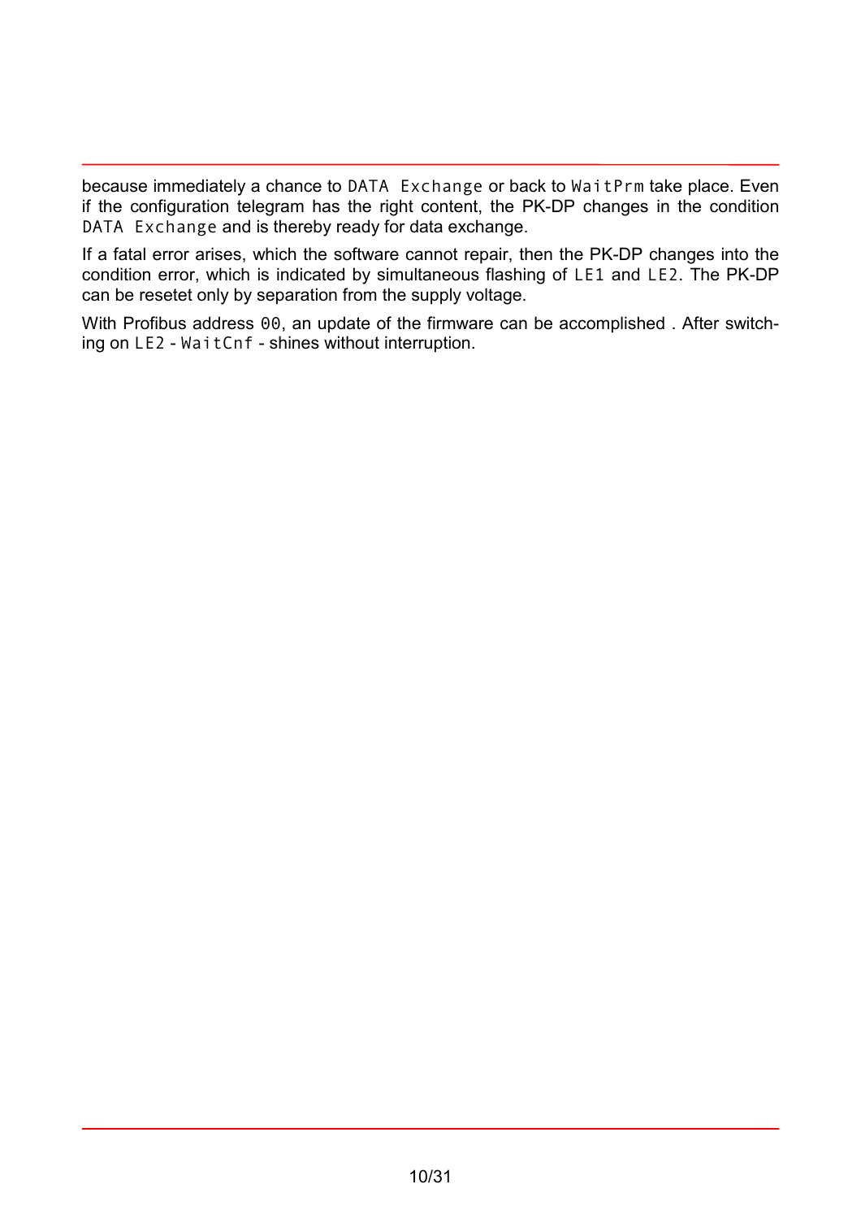because immediately a chance to `DATA Exchange` or back to `WaitPrm` take place. Even if the configuration telegram has the right content, the PK-DP changes in the condition `DATA Exchange` and is thereby ready for data exchange.

If a fatal error arises, which the software cannot repair, then the PK-DP changes into the condition error, which is indicated by simultaneous flashing of `LE1` and `LE2`. The PK-DP can be resetet only by separation from the supply voltage.

With Profibus address `00`, an update of the firmware can be accomplished . After switching on `LE2` - `WaitCnf` - shines without interruption.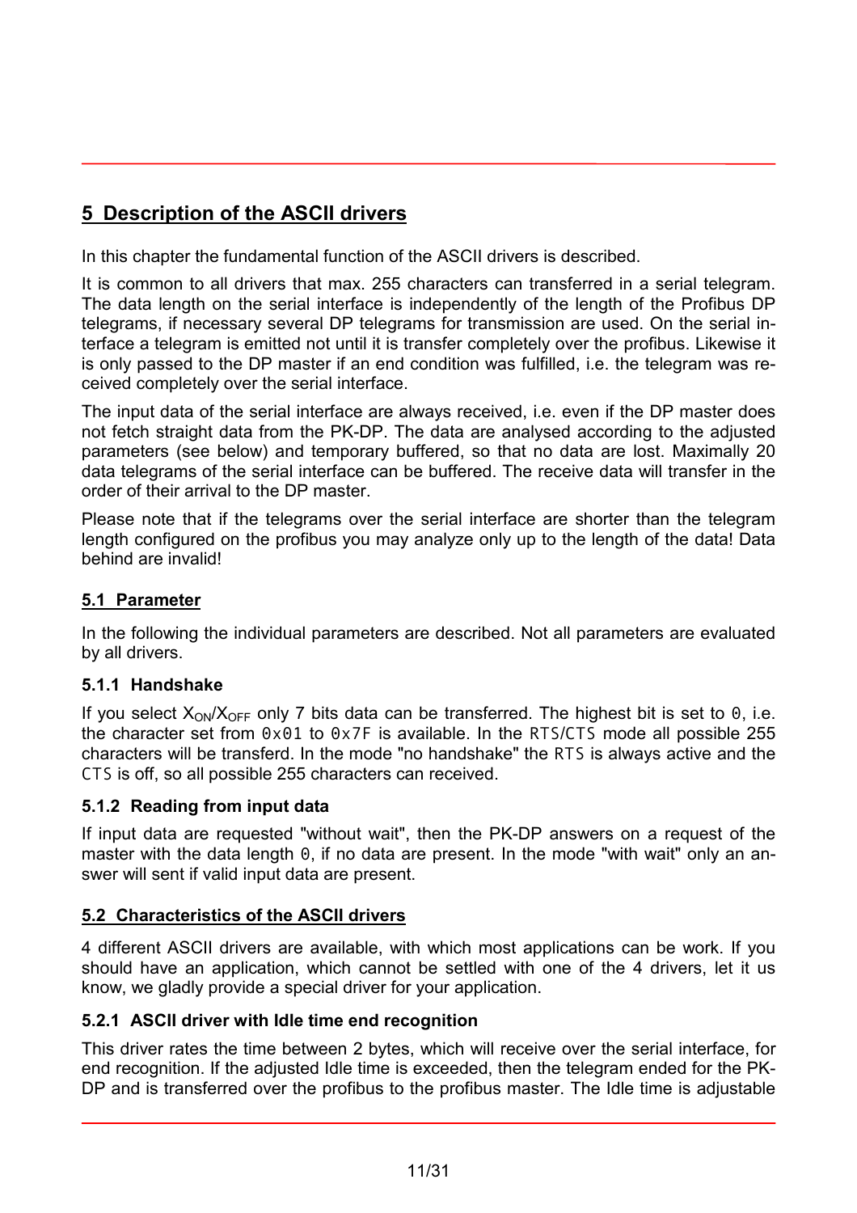# 5 Description of the ASCII drivers

In this chapter the fundamental function of the ASCII drivers is described.

It is common to all drivers that max. 255 characters can transferred in a serial telegram. The data length on the serial interface is independently of the length of the Profibus DP telegrams, if necessary several DP telegrams for transmission are used. On the serial interface a telegram is emitted not until it is transfer completely over the profibus. Likewise it is only passed to the DP master if an end condition was fulfilled, i.e. the telegram was received completely over the serial interface.

The input data of the serial interface are always received, i.e. even if the DP master does not fetch straight data from the PK-DP. The data are analysed according to the adjusted parameters (see below) and temporary buffered, so that no data are lost. Maximally 20 data telegrams of the serial interface can be buffered. The receive data will transfer in the order of their arrival to the DP master.

Please note that if the telegrams over the serial interface are shorter than the telegram length configured on the profibus you may analyze only up to the length of the data! Data behind are invalid!

## 5.1 Parameter

In the following the individual parameters are described. Not all parameters are evaluated by all drivers.

### 5.1.1 Handshake

If you select $X_{ON}/X_{OFF}$ only 7 bits data can be transferred. The highest bit is set to `0`, i.e. the character set from `0x01` to `0x7F` is available. In the `RTS/CTS` mode all possible 255 characters will be transferd. In the mode "no handshake" the `RTS` is always active and the `CTS` is off, so all possible 255 characters can received.

### 5.1.2 Reading from input data

If input data are requested "without wait", then the PK-DP answers on a request of the master with the data length `0`, if no data are present. In the mode "with wait" only an answer will sent if valid input data are present.

## 5.2 Characteristics of the ASCII drivers

4 different ASCII drivers are available, with which most applications can be work. If you should have an application, which cannot be settled with one of the 4 drivers, let it us know, we gladly provide a special driver for your application.

### 5.2.1 ASCII driver with Idle time end recognition

This driver rates the time between 2 bytes, which will receive over the serial interface, for end recognition. If the adjusted Idle time is exceeded, then the telegram ended for the PK-DP and is transferred over the profibus to the profibus master. The Idle time is adjustable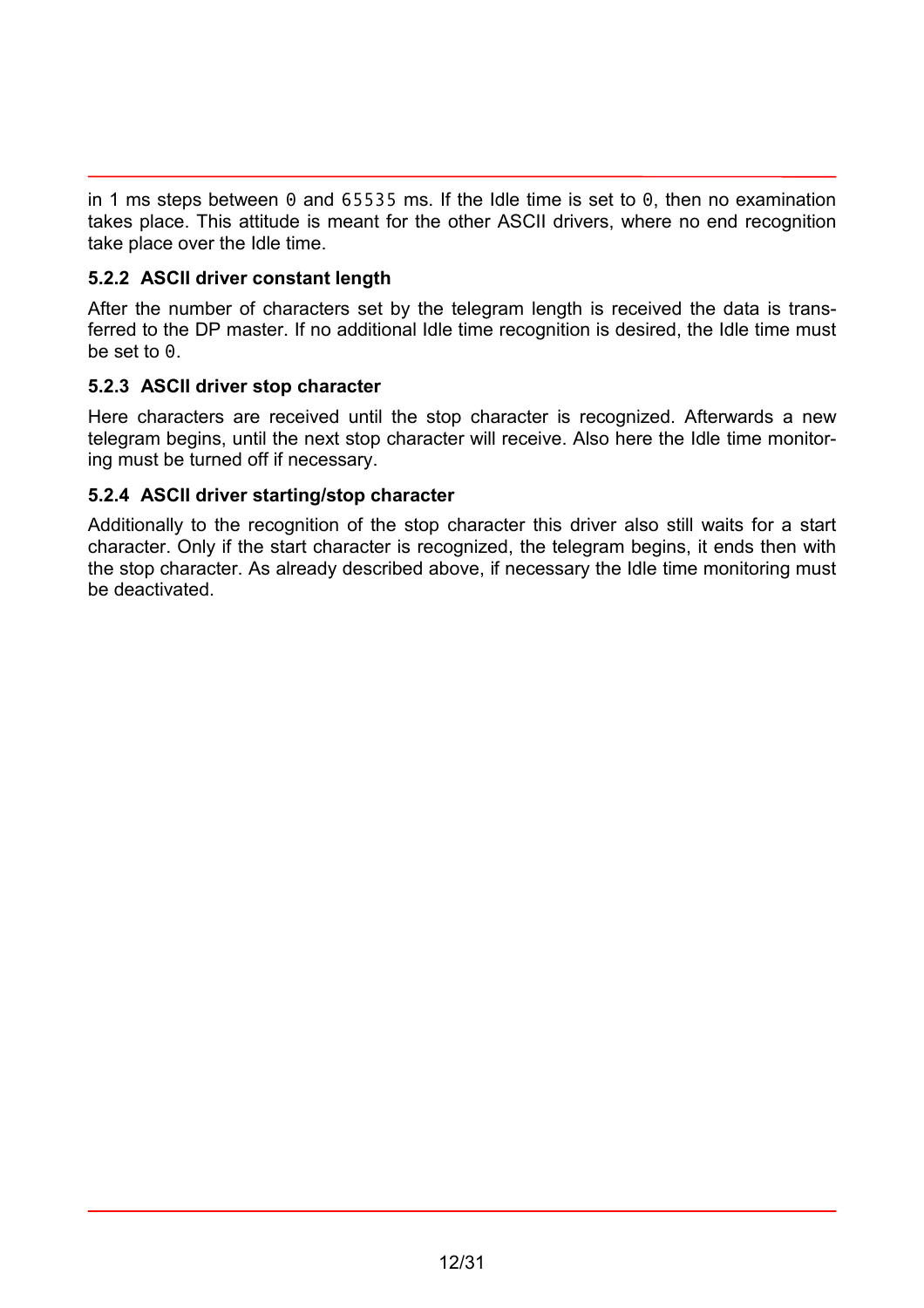in 1 ms steps between `0` and `65535` ms. If the Idle time is set to `0`, then no examination takes place. This attitude is meant for the other ASCII drivers, where no end recognition take place over the Idle time.

### 5.2.2 ASCII driver constant length

After the number of characters set by the telegram length is received the data is transferred to the DP master. If no additional Idle time recognition is desired, the Idle time must be set to `0`.

### 5.2.3 ASCII driver stop character

Here characters are received until the stop character is recognized. Afterwards a new telegram begins, until the next stop character will receive. Also here the Idle time monitoring must be turned off if necessary.

### 5.2.4 ASCII driver starting/stop character

Additionally to the recognition of the stop character this driver also still waits for a start character. Only if the start character is recognized, the telegram begins, it ends then with the stop character. As already described above, if necessary the Idle time monitoring must be deactivated.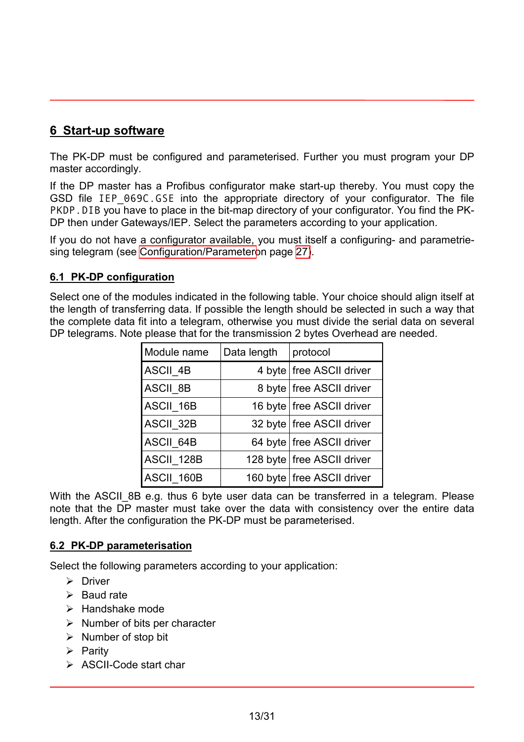# 6 Start-up software

The PK-DP must be configured and parameterised. Further you must program your DP master accordingly.

If the DP master has a Profibus configurator make start-up thereby. You must copy the GSD file `IEP_069C.GSE` into the appropriate directory of your configurator. The file `PKDP.DIB` you have to place in the bit-map directory of your configurator. You find the PK-DP then under Gateways/IEP. Select the parameters according to your application.

If you do not have a configurator available, you must itself a configuring- and parametriesing telegram (see Configuration/Parameteron page 27).

## 6.1 PK-DP configuration

Select one of the modules indicated in the following table. Your choice should align itself at the length of transferring data. If possible the length should be selected in such a way that the complete data fit into a telegram, otherwise you must divide the serial data on several DP telegrams. Note please that for the transmission 2 bytes Overhead are needed.

| Module name | Data length | protocol |
|---|---:|---|
| ASCII_4B | 4 byte | free ASCII driver |
| ASCII_8B | 8 byte | free ASCII driver |
| ASCII_16B | 16 byte | free ASCII driver |
| ASCII_32B | 32 byte | free ASCII driver |
| ASCII_64B | 64 byte | free ASCII driver |
| ASCII_128B | 128 byte | free ASCII driver |
| ASCII_160B | 160 byte | free ASCII driver |

With the ASCII_8B e.g. thus 6 byte user data can be transferred in a telegram. Please note that the DP master must take over the data with consistency over the entire data length. After the configuration the PK-DP must be parameterised.

## 6.2 PK-DP parameterisation

Select the following parameters according to your application:

- Driver
- Baud rate
- Handshake mode
- Number of bits per character
- Number of stop bit
- Parity
- ASCII-Code start char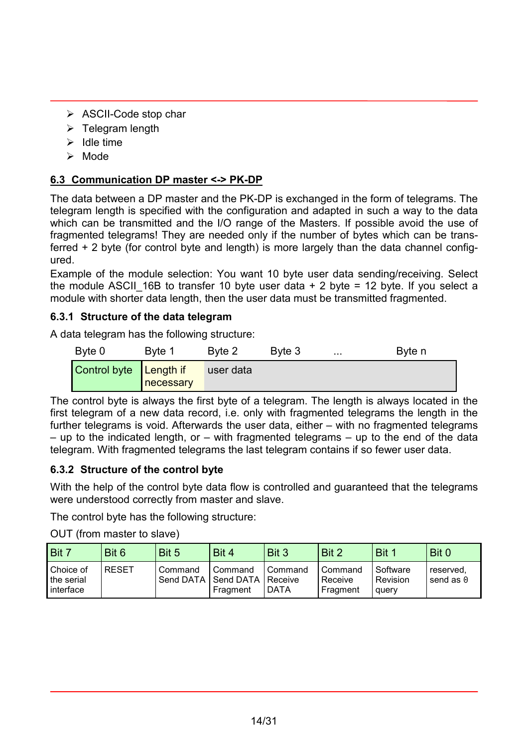- ASCII-Code stop char
- Telegram length
- Idle time
- Mode

## 6.3 Communication DP master <-> PK-DP

The data between a DP master and the PK-DP is exchanged in the form of telegrams. The telegram length is specified with the configuration and adapted in such a way to the data which can be transmitted and the I/O range of the Masters. If possible avoid the use of fragmented telegrams! They are needed only if the number of bytes which can be transferred + 2 byte (for control byte and length) is more largely than the data channel configured.

Example of the module selection: You want 10 byte user data sending/receiving. Select the module ASCII_16B to transfer 10 byte user data + 2 byte = 12 byte. If you select a module with shorter data length, then the user data must be transmitted fragmented.

### 6.3.1 Structure of the data telegram

A data telegram has the following structure:

| Byte 0 | Byte 1 | Byte 2 | Byte 3 | ... | Byte n |
|---|---|---|---|---|---|
| Control byte | Length if necessary | user data | | | |

The control byte is always the first byte of a telegram. The length is always located in the first telegram of a new data record, i.e. only with fragmented telegrams the length in the further telegrams is void. Afterwards the user data, either – with no fragmented telegrams – up to the indicated length, or – with fragmented telegrams – up to the end of the data telegram. With fragmented telegrams the last telegram contains if so fewer user data.

### 6.3.2 Structure of the control byte

With the help of the control byte data flow is controlled and guaranteed that the telegrams were understood correctly from master and slave.

The control byte has the following structure:

OUT (from master to slave)

| Bit 7 | Bit 6 | Bit 5 | Bit 4 | Bit 3 | Bit 2 | Bit 1 | Bit 0 |
|---|---|---|---|---|---|---|---|
| Choice of the serial interface | RESET | Command Send DATA | Command Send DATA Fragment | Command Receive DATA | Command Receive Fragment | Software Revision query | reserved, send as 0 |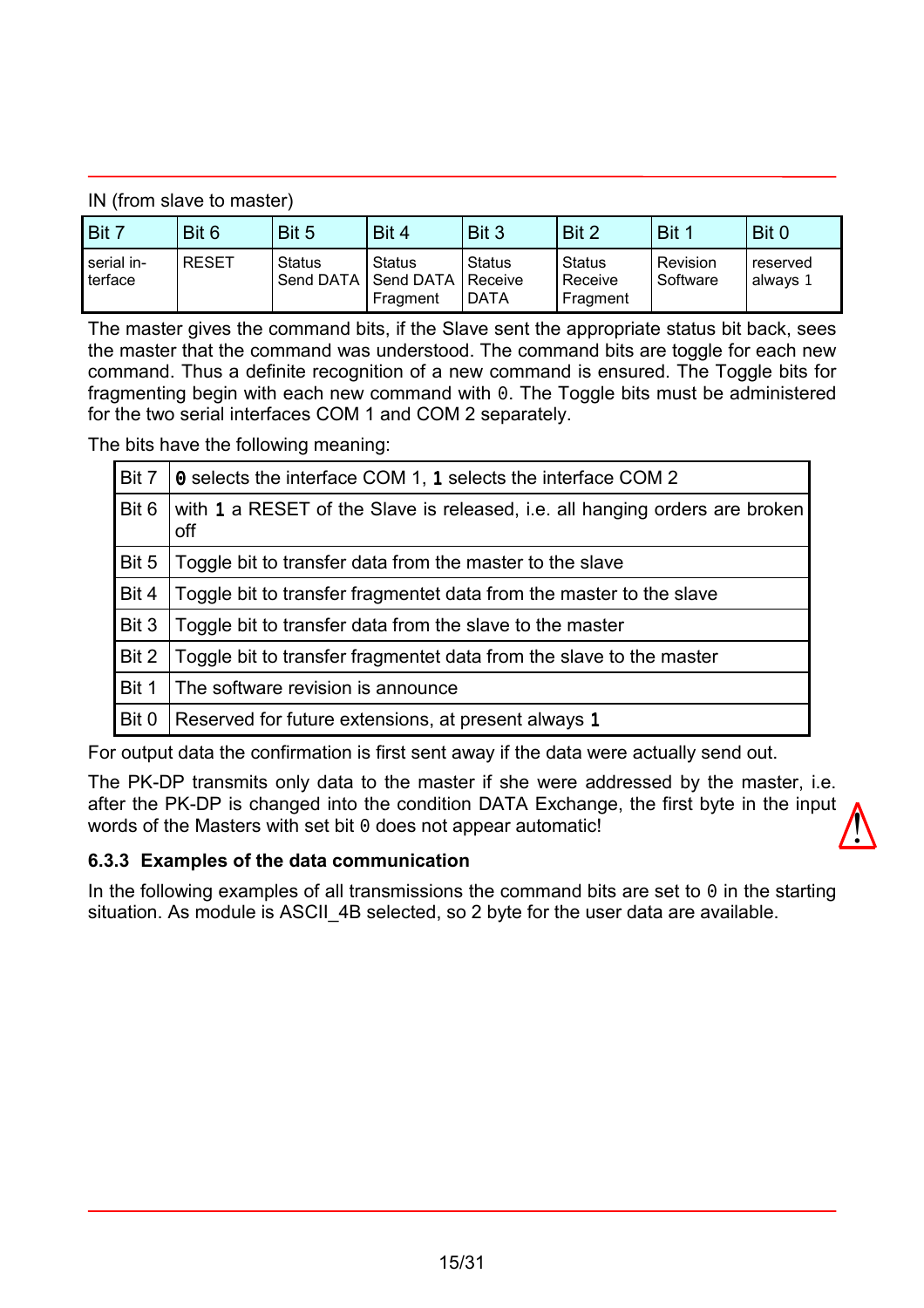IN (from slave to master)

| Bit 7 | Bit 6 | Bit 5 | Bit 4 | Bit 3 | Bit 2 | Bit 1 | Bit 0 |
|---|---|---|---|---|---|---|---|
| serial interface | RESET | Status Send DATA | Status Send DATA Fragment | Status Receive DATA | Status Receive Fragment | Revision Software | reserved always 1 |

The master gives the command bits, if the Slave sent the appropriate status bit back, sees the master that the command was understood. The command bits are toggle for each new command. Thus a definite recognition of a new command is ensured. The Toggle bits for fragmenting begin with each new command with `0`. The Toggle bits must be administered for the two serial interfaces COM 1 and COM 2 separately.

The bits have the following meaning:

| | |
|---|---|
| Bit 7 | **0** selects the interface COM 1, **1** selects the interface COM 2 |
| Bit 6 | with **1** a RESET of the Slave is released, i.e. all hanging orders are broken off |
| Bit 5 | Toggle bit to transfer data from the master to the slave |
| Bit 4 | Toggle bit to transfer fragmentet data from the master to the slave |
| Bit 3 | Toggle bit to transfer data from the slave to the master |
| Bit 2 | Toggle bit to transfer fragmentet data from the slave to the master |
| Bit 1 | The software revision is announce |
| Bit 0 | Reserved for future extensions, at present always **1** |

For output data the confirmation is first sent away if the data were actually send out.

The PK-DP transmits only data to the master if she were addressed by the master, i.e. after the PK-DP is changed into the condition DATA Exchange, the first byte in the input words of the Masters with set bit `0` does not appear automatic!

### 6.3.3 Examples of the data communication

In the following examples of all transmissions the command bits are set to `0` in the starting situation. As module is ASCII_4B selected, so 2 byte for the user data are available.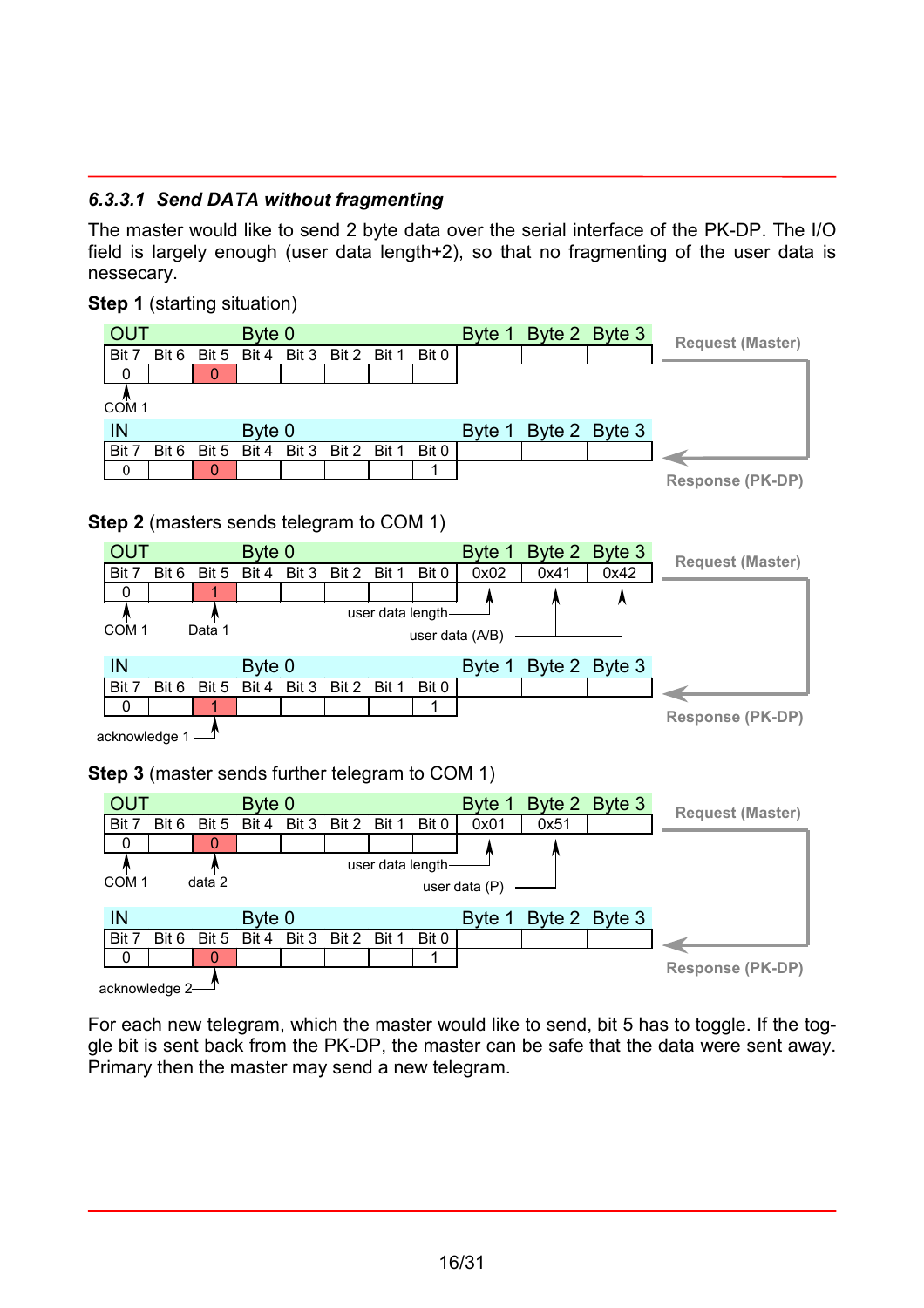#### 6.3.3.1 *Send DATA without fragmenting*

The master would like to send 2 byte data over the serial interface of the PK-DP. The I/O field is largely enough (user data length+2), so that no fragmenting of the user data is nessecary.

**Step 1** (starting situation)

Request (Master)

| OUT | Byte 0 | | | | | | | Byte 1 | Byte 2 | Byte 3 |
|---|---|---|---|---|---|---|---|---|---|---|
| Bit 7 | Bit 6 | Bit 5 | Bit 4 | Bit 3 | Bit 2 | Bit 1 | Bit 0 | | | |
| 0 | | 0 | | | | | | | | |

COM 1

| IN | Byte 0 | | | | | | | Byte 1 | Byte 2 | Byte 3 |
|---|---|---|---|---|---|---|---|---|---|---|
| Bit 7 | Bit 6 | Bit 5 | Bit 4 | Bit 3 | Bit 2 | Bit 1 | Bit 0 | | | |
| 0 | | 0 | | | | | 1 | | | |

Response (PK-DP)

**Step 2** (masters sends telegram to COM 1)

Request (Master)

| OUT | Byte 0 | | | | | | | Byte 1 | Byte 2 | Byte 3 |
|---|---|---|---|---|---|---|---|---|---|---|
| Bit 7 | Bit 6 | Bit 5 | Bit 4 | Bit 3 | Bit 2 | Bit 1 | Bit 0 | 0x02 | 0x41 | 0x42 |
| 0 | | 1 | | | | | | | | |

COM 1 (Bit 7), Data 1 (Bit 5), user data length (Byte 1), user data (A/B) (Byte 2, Byte 3)

| IN | Byte 0 | | | | | | | Byte 1 | Byte 2 | Byte 3 |
|---|---|---|---|---|---|---|---|---|---|---|
| Bit 7 | Bit 6 | Bit 5 | Bit 4 | Bit 3 | Bit 2 | Bit 1 | Bit 0 | | | |
| 0 | | 1 | | | | | 1 | | | |

acknowledge 1 (Bit 5)

Response (PK-DP)

**Step 3** (master sends further telegram to COM 1)

Request (Master)

| OUT | Byte 0 | | | | | | | Byte 1 | Byte 2 | Byte 3 |
|---|---|---|---|---|---|---|---|---|---|---|
| Bit 7 | Bit 6 | Bit 5 | Bit 4 | Bit 3 | Bit 2 | Bit 1 | Bit 0 | 0x01 | 0x51 | |
| 0 | | 0 | | | | | | | | |

COM 1 (Bit 7), data 2 (Bit 5), user data length (Byte 1), user data (P) (Byte 2)

| IN | Byte 0 | | | | | | | Byte 1 | Byte 2 | Byte 3 |
|---|---|---|---|---|---|---|---|---|---|---|
| Bit 7 | Bit 6 | Bit 5 | Bit 4 | Bit 3 | Bit 2 | Bit 1 | Bit 0 | | | |
| 0 | | 0 | | | | | 1 | | | |

acknowledge 2 (Bit 5)

Response (PK-DP)

For each new telegram, which the master would like to send, bit 5 has to toggle. If the toggle bit is sent back from the PK-DP, the master can be safe that the data were sent away. Primary then the master may send a new telegram.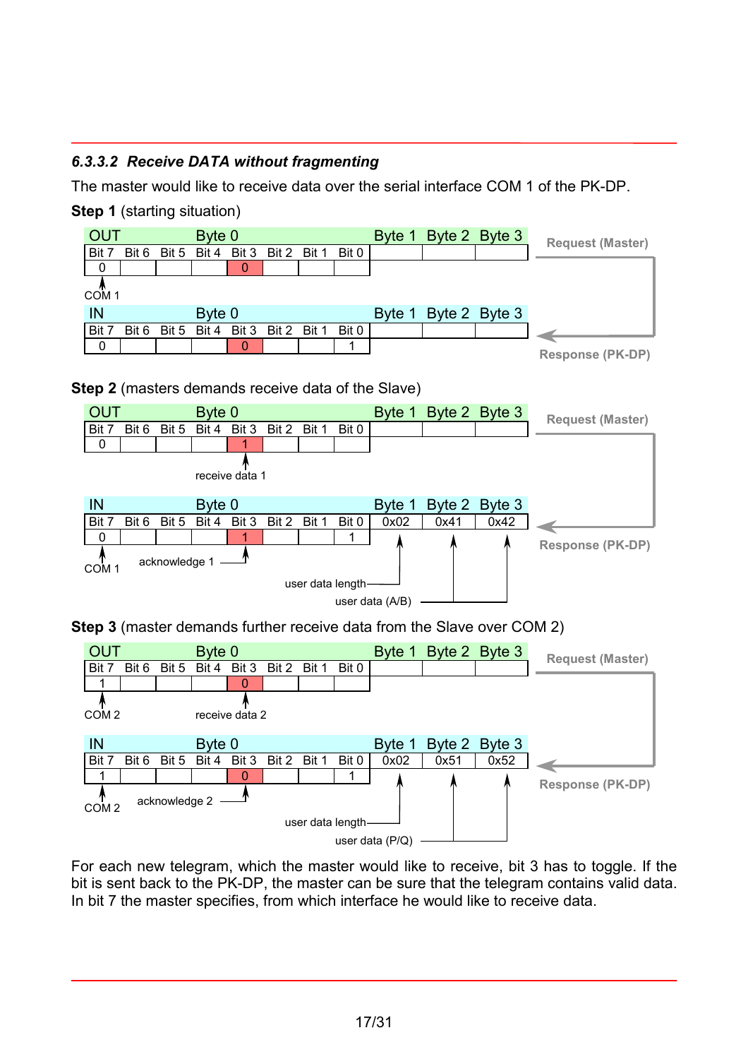### 6.3.3.2 *Receive DATA without fragmenting*

The master would like to receive data over the serial interface COM 1 of the PK-DP.

**Step 1** (starting situation)

Request (Master)

| OUT | Byte 0 | | | | | | | Byte 1 | Byte 2 | Byte 3 |
|---|---|---|---|---|---|---|---|---|---|---|
| Bit 7 | Bit 6 | Bit 5 | Bit 4 | Bit 3 | Bit 2 | Bit 1 | Bit 0 | | | |
| 0 | | | | 0 | | | | | | |

COM 1

Response (PK-DP)

| IN | Byte 0 | | | | | | | Byte 1 | Byte 2 | Byte 3 |
|---|---|---|---|---|---|---|---|---|---|---|
| Bit 7 | Bit 6 | Bit 5 | Bit 4 | Bit 3 | Bit 2 | Bit 1 | Bit 0 | | | |
| 0 | | | | 0 | | | 1 | | | |

**Step 2** (masters demands receive data of the Slave)

Request (Master)

| OUT | Byte 0 | | | | | | | Byte 1 | Byte 2 | Byte 3 |
|---|---|---|---|---|---|---|---|---|---|---|
| Bit 7 | Bit 6 | Bit 5 | Bit 4 | Bit 3 | Bit 2 | Bit 1 | Bit 0 | | | |
| 0 | | | | 1 | | | | | | |

Bit 3: receive data 1

Response (PK-DP)

| IN | Byte 0 | | | | | | | Byte 1 | Byte 2 | Byte 3 |
|---|---|---|---|---|---|---|---|---|---|---|
| Bit 7 | Bit 6 | Bit 5 | Bit 4 | Bit 3 | Bit 2 | Bit 1 | Bit 0 | 0x02 | 0x41 | 0x42 |
| 0 | | | | 1 | | | 1 | | | |

Bit 7: COM 1; Bit 3: acknowledge 1; Byte 1: user data length; Byte 2, Byte 3: user data (A/B)

**Step 3** (master demands further receive data from the Slave over COM 2)

Request (Master)

| OUT | Byte 0 | | | | | | | Byte 1 | Byte 2 | Byte 3 |
|---|---|---|---|---|---|---|---|---|---|---|
| Bit 7 | Bit 6 | Bit 5 | Bit 4 | Bit 3 | Bit 2 | Bit 1 | Bit 0 | | | |
| 1 | | | | 0 | | | | | | |

Bit 7: COM 2; Bit 3: receive data 2

Response (PK-DP)

| IN | Byte 0 | | | | | | | Byte 1 | Byte 2 | Byte 3 |
|---|---|---|---|---|---|---|---|---|---|---|
| Bit 7 | Bit 6 | Bit 5 | Bit 4 | Bit 3 | Bit 2 | Bit 1 | Bit 0 | 0x02 | 0x51 | 0x52 |
| 1 | | | | 0 | | | 1 | | | |

Bit 7: COM 2; Bit 3: acknowledge 2; Byte 1: user data length; Byte 2, Byte 3: user data (P/Q)

For each new telegram, which the master would like to receive, bit 3 has to toggle. If the bit is sent back to the PK-DP, the master can be sure that the telegram contains valid data. In bit 7 the master specifies, from which interface he would like to receive data.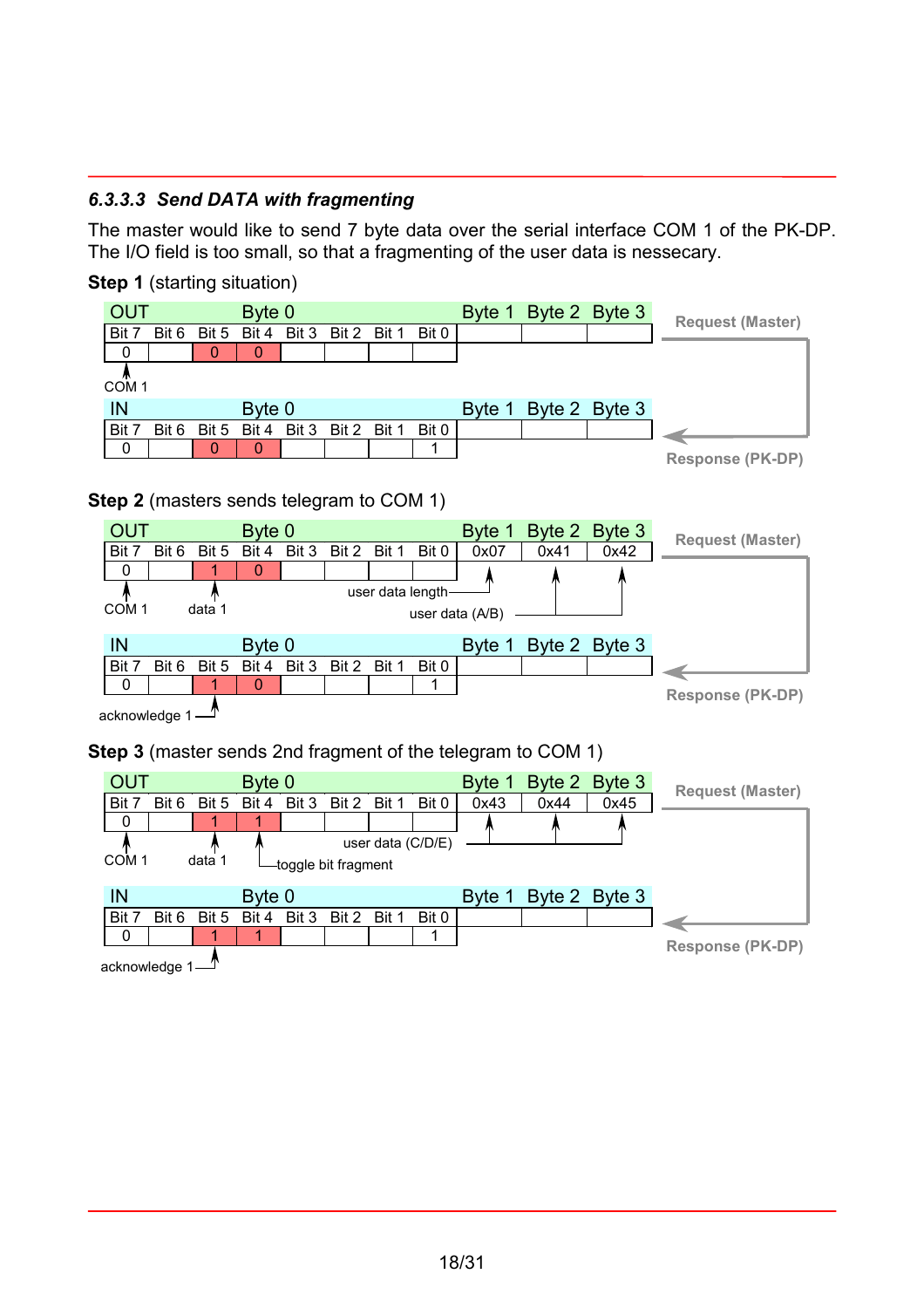### 6.3.3.3 *Send DATA with fragmenting*

The master would like to send 7 byte data over the serial interface COM 1 of the PK-DP. The I/O field is too small, so that a fragmenting of the user data is nessecary.

**Step 1** (starting situation)

Request (Master):

| OUT | Byte 0 | | | | | | | Byte 1 | Byte 2 | Byte 3 |
|---|---|---|---|---|---|---|---|---|---|---|
| Bit 7 | Bit 6 | Bit 5 | Bit 4 | Bit 3 | Bit 2 | Bit 1 | Bit 0 | | | |
| 0 | | 0 | 0 | | | | | | | |

COM 1

Response (PK-DP):

| IN | Byte 0 | | | | | | | Byte 1 | Byte 2 | Byte 3 |
|---|---|---|---|---|---|---|---|---|---|---|
| Bit 7 | Bit 6 | Bit 5 | Bit 4 | Bit 3 | Bit 2 | Bit 1 | Bit 0 | | | |
| 0 | | 0 | 0 | | | | 1 | | | |

**Step 2** (masters sends telegram to COM 1)

Request (Master):

| OUT | Byte 0 | | | | | | | Byte 1 | Byte 2 | Byte 3 |
|---|---|---|---|---|---|---|---|---|---|---|
| Bit 7 | Bit 6 | Bit 5 | Bit 4 | Bit 3 | Bit 2 | Bit 1 | Bit 0 | 0x07 | 0x41 | 0x42 |
| 0 | | 1 | 0 | | | | | | | |

COM 1 (Bit 7), data 1 (Bit 5), user data length (Byte 1), user data (A/B) (Byte 2, Byte 3)

Response (PK-DP):

| IN | Byte 0 | | | | | | | Byte 1 | Byte 2 | Byte 3 |
|---|---|---|---|---|---|---|---|---|---|---|
| Bit 7 | Bit 6 | Bit 5 | Bit 4 | Bit 3 | Bit 2 | Bit 1 | Bit 0 | | | |
| 0 | | 1 | 0 | | | | 1 | | | |

acknowledge 1 (Bit 5)

**Step 3** (master sends 2nd fragment of the telegram to COM 1)

Request (Master):

| OUT | Byte 0 | | | | | | | Byte 1 | Byte 2 | Byte 3 |
|---|---|---|---|---|---|---|---|---|---|---|
| Bit 7 | Bit 6 | Bit 5 | Bit 4 | Bit 3 | Bit 2 | Bit 1 | Bit 0 | 0x43 | 0x44 | 0x45 |
| 0 | | 1 | 1 | | | | | | | |

COM 1 (Bit 7), data 1 (Bit 5), toggle bit fragment (Bit 4), user data (C/D/E) (Byte 1, Byte 2, Byte 3)

Response (PK-DP):

| IN | Byte 0 | | | | | | | Byte 1 | Byte 2 | Byte 3 |
|---|---|---|---|---|---|---|---|---|---|---|
| Bit 7 | Bit 6 | Bit 5 | Bit 4 | Bit 3 | Bit 2 | Bit 1 | Bit 0 | | | |
| 0 | | 1 | 1 | | | | 1 | | | |

acknowledge 1 (Bit 5)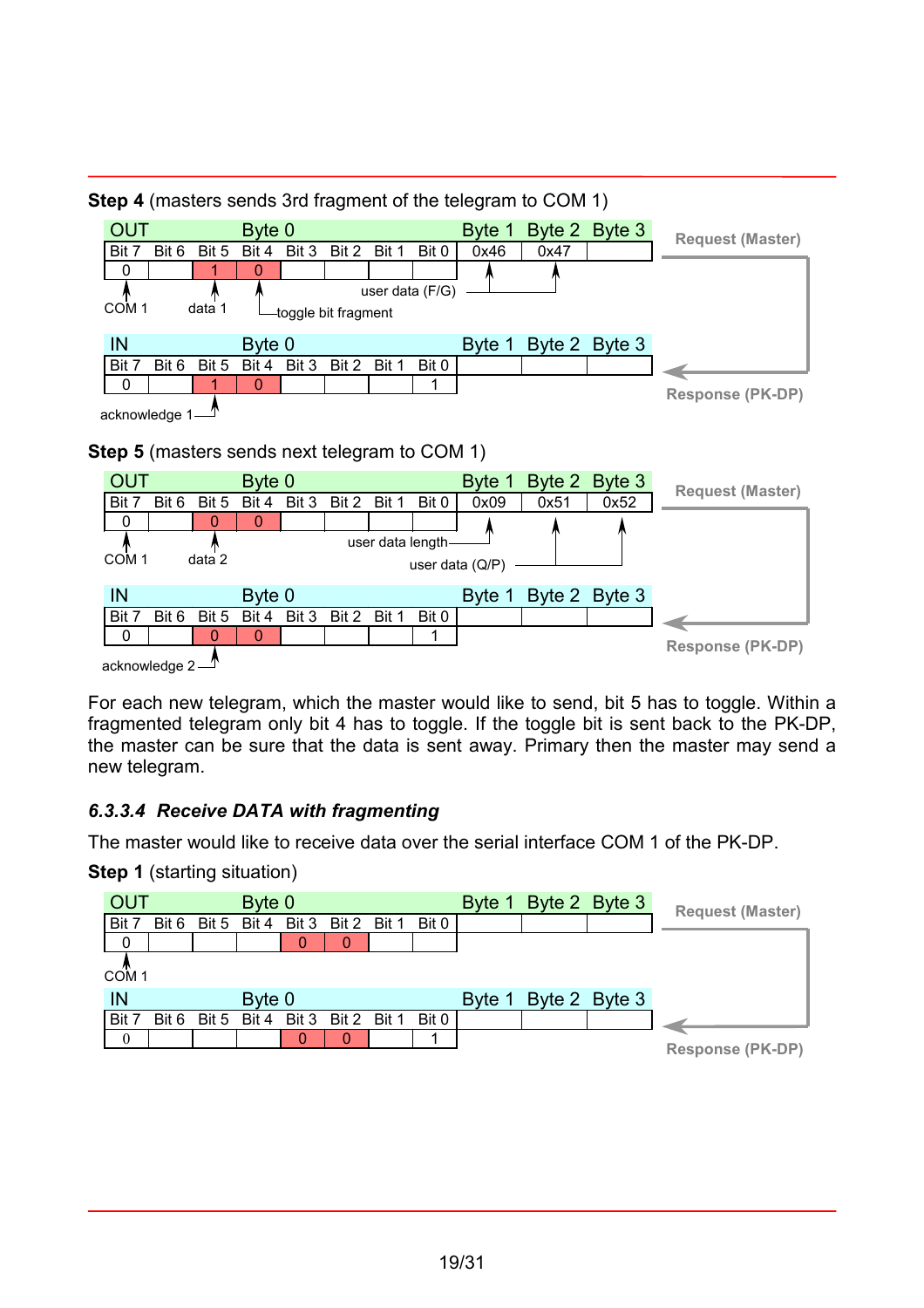**Step 4** (masters sends 3rd fragment of the telegram to COM 1)

| OUT | | | Byte 0 | | | | | Byte 1 | Byte 2 | Byte 3 |
|---|---|---|---|---|---|---|---|---|---|---|
| Bit 7 | Bit 6 | Bit 5 | Bit 4 | Bit 3 | Bit 2 | Bit 1 | Bit 0 | 0x46 | 0x47 | |
| 0 | | 1 | 0 | | | | | | | |

COM 1 — data 1 — toggle bit fragment — user data (F/G)

Request (Master)

| IN | | | Byte 0 | | | | | Byte 1 | Byte 2 | Byte 3 |
|---|---|---|---|---|---|---|---|---|---|---|
| Bit 7 | Bit 6 | Bit 5 | Bit 4 | Bit 3 | Bit 2 | Bit 1 | Bit 0 | | | |
| 0 | | 1 | 0 | | | | 1 | | | |

acknowledge 1

Response (PK-DP)

**Step 5** (masters sends next telegram to COM 1)

| OUT | | | Byte 0 | | | | | Byte 1 | Byte 2 | Byte 3 |
|---|---|---|---|---|---|---|---|---|---|---|
| Bit 7 | Bit 6 | Bit 5 | Bit 4 | Bit 3 | Bit 2 | Bit 1 | Bit 0 | 0x09 | 0x51 | 0x52 |
| 0 | | 0 | 0 | | | | | | | |

COM 1 — data 2 — user data length — user data (Q/P)

Request (Master)

| IN | | | Byte 0 | | | | | Byte 1 | Byte 2 | Byte 3 |
|---|---|---|---|---|---|---|---|---|---|---|
| Bit 7 | Bit 6 | Bit 5 | Bit 4 | Bit 3 | Bit 2 | Bit 1 | Bit 0 | | | |
| 0 | | 0 | 0 | | | | 1 | | | |

acknowledge 2

Response (PK-DP)

For each new telegram, which the master would like to send, bit 5 has to toggle. Within a fragmented telegram only bit 4 has to toggle. If the toggle bit is sent back to the PK-DP, the master can be sure that the data is sent away. Primary then the master may send a new telegram.

#### *6.3.3.4 Receive DATA with fragmenting*

The master would like to receive data over the serial interface COM 1 of the PK-DP.

**Step 1** (starting situation)

| OUT | | | Byte 0 | | | | | Byte 1 | Byte 2 | Byte 3 |
|---|---|---|---|---|---|---|---|---|---|---|
| Bit 7 | Bit 6 | Bit 5 | Bit 4 | Bit 3 | Bit 2 | Bit 1 | Bit 0 | | | |
| 0 | | | | 0 | 0 | | | | | |

COM 1

Request (Master)

| IN | | | Byte 0 | | | | | Byte 1 | Byte 2 | Byte 3 |
|---|---|---|---|---|---|---|---|---|---|---|
| Bit 7 | Bit 6 | Bit 5 | Bit 4 | Bit 3 | Bit 2 | Bit 1 | Bit 0 | | | |
| 0 | | | | 0 | 0 | | 1 | | | |

Response (PK-DP)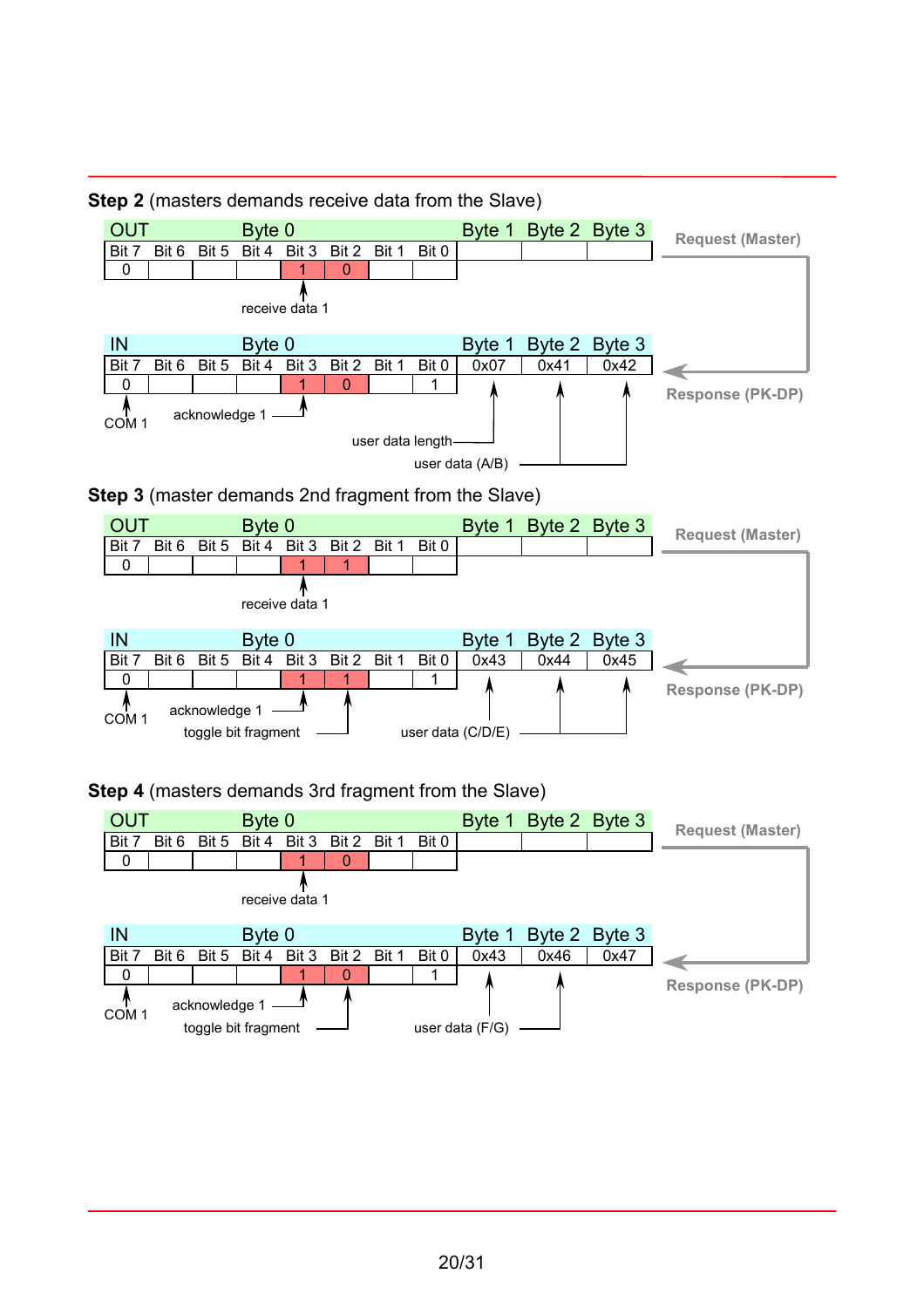**Step 2** (masters demands receive data from the Slave)

| OUT | | | Byte 0 | | | | | Byte 1 | Byte 2 | Byte 3 |
|---|---|---|---|---|---|---|---|---|---|---|
| Bit 7 | Bit 6 | Bit 5 | Bit 4 | Bit 3 | Bit 2 | Bit 1 | Bit 0 | | | |
| 0 | | | | 1 | 0 | | | | | |

receive data 1

Request (Master)

| IN | | | Byte 0 | | | | | Byte 1 | Byte 2 | Byte 3 |
|---|---|---|---|---|---|---|---|---|---|---|
| Bit 7 | Bit 6 | Bit 5 | Bit 4 | Bit 3 | Bit 2 | Bit 1 | Bit 0 | 0x07 | 0x41 | 0x42 |
| 0 | | | | 1 | 0 | | 1 | | | |

COM 1, acknowledge 1, user data length, user data (A/B)

Response (PK-DP)

**Step 3** (master demands 2nd fragment from the Slave)

| OUT | | | Byte 0 | | | | | Byte 1 | Byte 2 | Byte 3 |
|---|---|---|---|---|---|---|---|---|---|---|
| Bit 7 | Bit 6 | Bit 5 | Bit 4 | Bit 3 | Bit 2 | Bit 1 | Bit 0 | | | |
| 0 | | | | 1 | 1 | | | | | |

receive data 1

Request (Master)

| IN | | | Byte 0 | | | | | Byte 1 | Byte 2 | Byte 3 |
|---|---|---|---|---|---|---|---|---|---|---|
| Bit 7 | Bit 6 | Bit 5 | Bit 4 | Bit 3 | Bit 2 | Bit 1 | Bit 0 | 0x43 | 0x44 | 0x45 |
| 0 | | | | 1 | 1 | | 1 | | | |

COM 1, acknowledge 1, toggle bit fragment, user data (C/D/E)

Response (PK-DP)

**Step 4** (masters demands 3rd fragment from the Slave)

| OUT | | | Byte 0 | | | | | Byte 1 | Byte 2 | Byte 3 |
|---|---|---|---|---|---|---|---|---|---|---|
| Bit 7 | Bit 6 | Bit 5 | Bit 4 | Bit 3 | Bit 2 | Bit 1 | Bit 0 | | | |
| 0 | | | | 1 | 0 | | | | | |

receive data 1

Request (Master)

| IN | | | Byte 0 | | | | | Byte 1 | Byte 2 | Byte 3 |
|---|---|---|---|---|---|---|---|---|---|---|
| Bit 7 | Bit 6 | Bit 5 | Bit 4 | Bit 3 | Bit 2 | Bit 1 | Bit 0 | 0x43 | 0x46 | 0x47 |
| 0 | | | | 1 | 0 | | 1 | | | |

COM 1, acknowledge 1, toggle bit fragment, user data (F/G)

Response (PK-DP)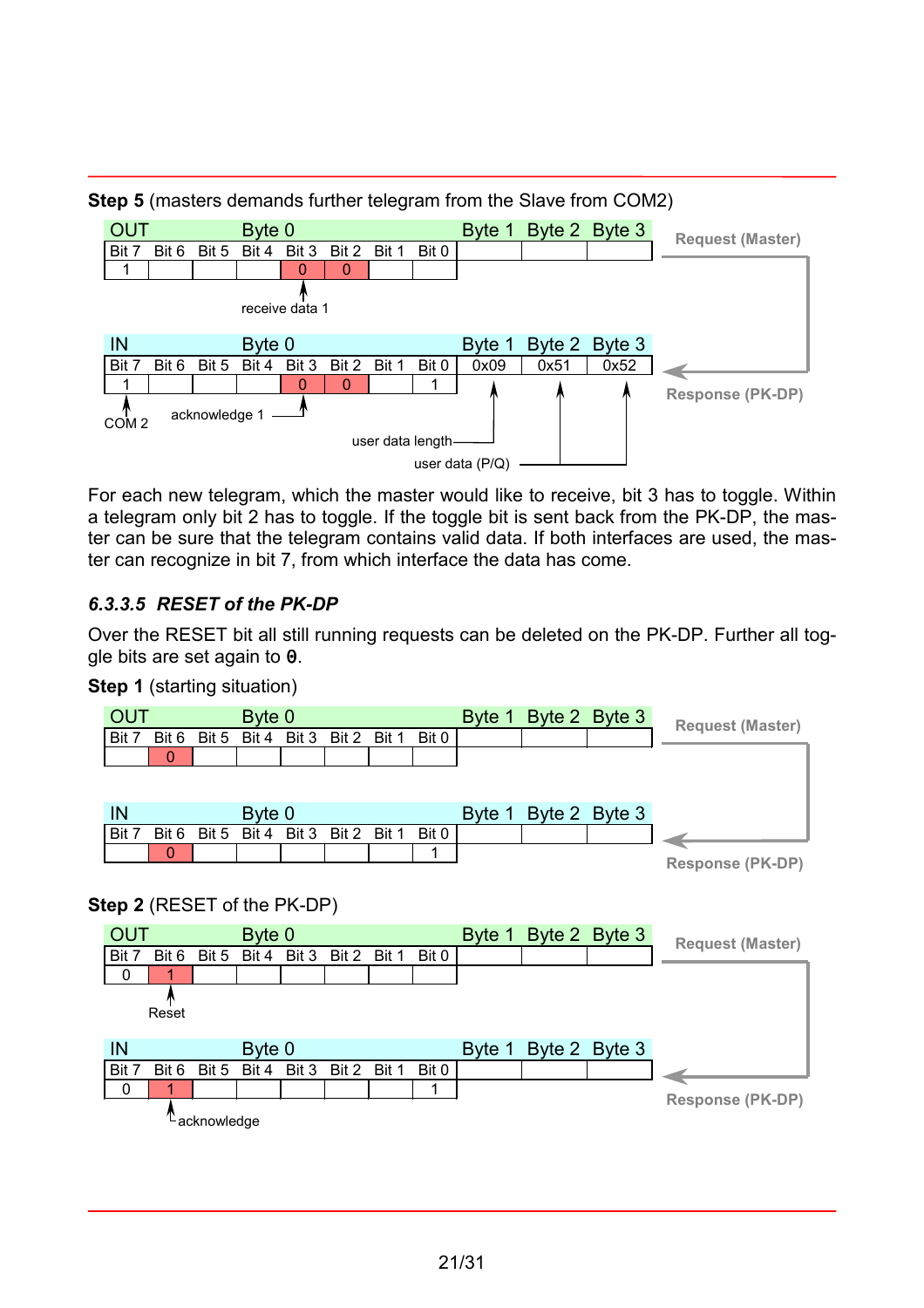**Step 5** (masters demands further telegram from the Slave from COM2)

| OUT | Byte 0 | | | | | | | Byte 1 | Byte 2 | Byte 3 |
|---|---|---|---|---|---|---|---|---|---|---|
| Bit 7 | Bit 6 | Bit 5 | Bit 4 | Bit 3 | Bit 2 | Bit 1 | Bit 0 | | | |
| 1 | | | | 0 | 0 | | | | | |

receive data 1

Request (Master)

| IN | Byte 0 | | | | | | | Byte 1 | Byte 2 | Byte 3 |
|---|---|---|---|---|---|---|---|---|---|---|
| Bit 7 | Bit 6 | Bit 5 | Bit 4 | Bit 3 | Bit 2 | Bit 1 | Bit 0 | 0x09 | 0x51 | 0x52 |
| 1 | | | | 0 | 0 | | 1 | | | |

COM 2, acknowledge 1, user data length, user data (P/Q)

Response (PK-DP)

For each new telegram, which the master would like to receive, bit 3 has to toggle. Within a telegram only bit 2 has to toggle. If the toggle bit is sent back from the PK-DP, the master can be sure that the telegram contains valid data. If both interfaces are used, the master can recognize in bit 7, from which interface the data has come.

### *6.3.3.5 RESET of the PK-DP*

Over the RESET bit all still running requests can be deleted on the PK-DP. Further all toggle bits are set again to `0`.

**Step 1** (starting situation)

| OUT | Byte 0 | | | | | | | Byte 1 | Byte 2 | Byte 3 |
|---|---|---|---|---|---|---|---|---|---|---|
| Bit 7 | Bit 6 | Bit 5 | Bit 4 | Bit 3 | Bit 2 | Bit 1 | Bit 0 | | | |
| | 0 | | | | | | | | | |

Request (Master)

| IN | Byte 0 | | | | | | | Byte 1 | Byte 2 | Byte 3 |
|---|---|---|---|---|---|---|---|---|---|---|
| Bit 7 | Bit 6 | Bit 5 | Bit 4 | Bit 3 | Bit 2 | Bit 1 | Bit 0 | | | |
| | 0 | | | | | | 1 | | | |

Response (PK-DP)

**Step 2** (RESET of the PK-DP)

| OUT | Byte 0 | | | | | | | Byte 1 | Byte 2 | Byte 3 |
|---|---|---|---|---|---|---|---|---|---|---|
| Bit 7 | Bit 6 | Bit 5 | Bit 4 | Bit 3 | Bit 2 | Bit 1 | Bit 0 | | | |
| 0 | 1 | | | | | | | | | |

Reset

Request (Master)

| IN | Byte 0 | | | | | | | Byte 1 | Byte 2 | Byte 3 |
|---|---|---|---|---|---|---|---|---|---|---|
| Bit 7 | Bit 6 | Bit 5 | Bit 4 | Bit 3 | Bit 2 | Bit 1 | Bit 0 | | | |
| 0 | 1 | | | | | | 1 | | | |

acknowledge

Response (PK-DP)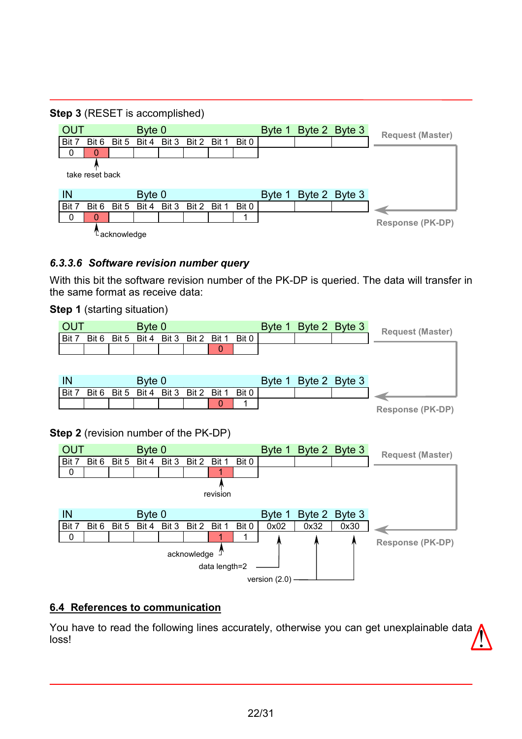**Step 3** (RESET is accomplished)

| OUT | Byte 0 | | | | | | | Byte 1 | Byte 2 | Byte 3 |
|---|---|---|---|---|---|---|---|---|---|---|
| Bit 7 | Bit 6 | Bit 5 | Bit 4 | Bit 3 | Bit 2 | Bit 1 | Bit 0 | | | |
| 0 | 0 | | | | | | | | | |

take reset back

Request (Master)

| IN | Byte 0 | | | | | | | Byte 1 | Byte 2 | Byte 3 |
|---|---|---|---|---|---|---|---|---|---|---|
| Bit 7 | Bit 6 | Bit 5 | Bit 4 | Bit 3 | Bit 2 | Bit 1 | Bit 0 | | | |
| 0 | 0 | | | | | | 1 | | | |

acknowledge

Response (PK-DP)

### *6.3.3.6 Software revision number query*

With this bit the software revision number of the PK-DP is queried. The data will transfer in the same format as receive data:

**Step 1** (starting situation)

| OUT | Byte 0 | | | | | | | Byte 1 | Byte 2 | Byte 3 |
|---|---|---|---|---|---|---|---|---|---|---|
| Bit 7 | Bit 6 | Bit 5 | Bit 4 | Bit 3 | Bit 2 | Bit 1 | Bit 0 | | | |
| | | | | | | 0 | | | | |

Request (Master)

| IN | Byte 0 | | | | | | | Byte 1 | Byte 2 | Byte 3 |
|---|---|---|---|---|---|---|---|---|---|---|
| Bit 7 | Bit 6 | Bit 5 | Bit 4 | Bit 3 | Bit 2 | Bit 1 | Bit 0 | | | |
| | | | | | | 0 | 1 | | | |

Response (PK-DP)

**Step 2** (revision number of the PK-DP)

| OUT | Byte 0 | | | | | | | Byte 1 | Byte 2 | Byte 3 |
|---|---|---|---|---|---|---|---|---|---|---|
| Bit 7 | Bit 6 | Bit 5 | Bit 4 | Bit 3 | Bit 2 | Bit 1 | Bit 0 | | | |
| 0 | | | | | | 1 | | | | |

revision

Request (Master)

| IN | Byte 0 | | | | | | | Byte 1 | Byte 2 | Byte 3 |
|---|---|---|---|---|---|---|---|---|---|---|
| Bit 7 | Bit 6 | Bit 5 | Bit 4 | Bit 3 | Bit 2 | Bit 1 | Bit 0 | 0x02 | 0x32 | 0x30 |
| 0 | | | | | | 1 | 1 | | | |

acknowledge

data length=2

version (2.0)

Response (PK-DP)

## 6.4 References to communication

You have to read the following lines accurately, otherwise you can get unexplainable data loss!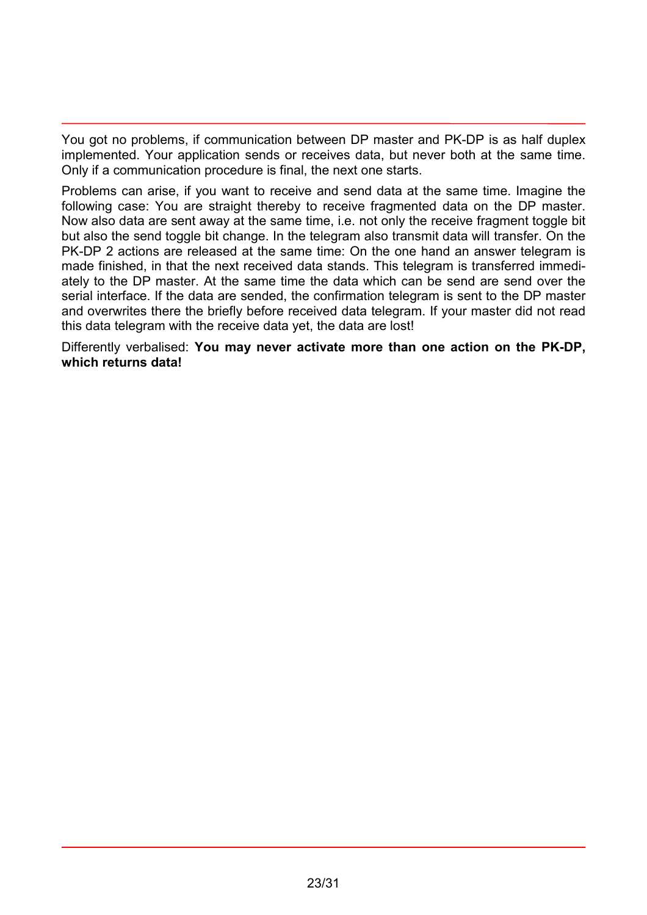You got no problems, if communication between DP master and PK-DP is as half duplex implemented. Your application sends or receives data, but never both at the same time. Only if a communication procedure is final, the next one starts.

Problems can arise, if you want to receive and send data at the same time. Imagine the following case: You are straight thereby to receive fragmented data on the DP master. Now also data are sent away at the same time, i.e. not only the receive fragment toggle bit but also the send toggle bit change. In the telegram also transmit data will transfer. On the PK-DP 2 actions are released at the same time: On the one hand an answer telegram is made finished, in that the next received data stands. This telegram is transferred immediately to the DP master. At the same time the data which can be send are send over the serial interface. If the data are sended, the confirmation telegram is sent to the DP master and overwrites there the briefly before received data telegram. If your master did not read this data telegram with the receive data yet, the data are lost!

Differently verbalised: **You may never activate more than one action on the PK-DP, which returns data!**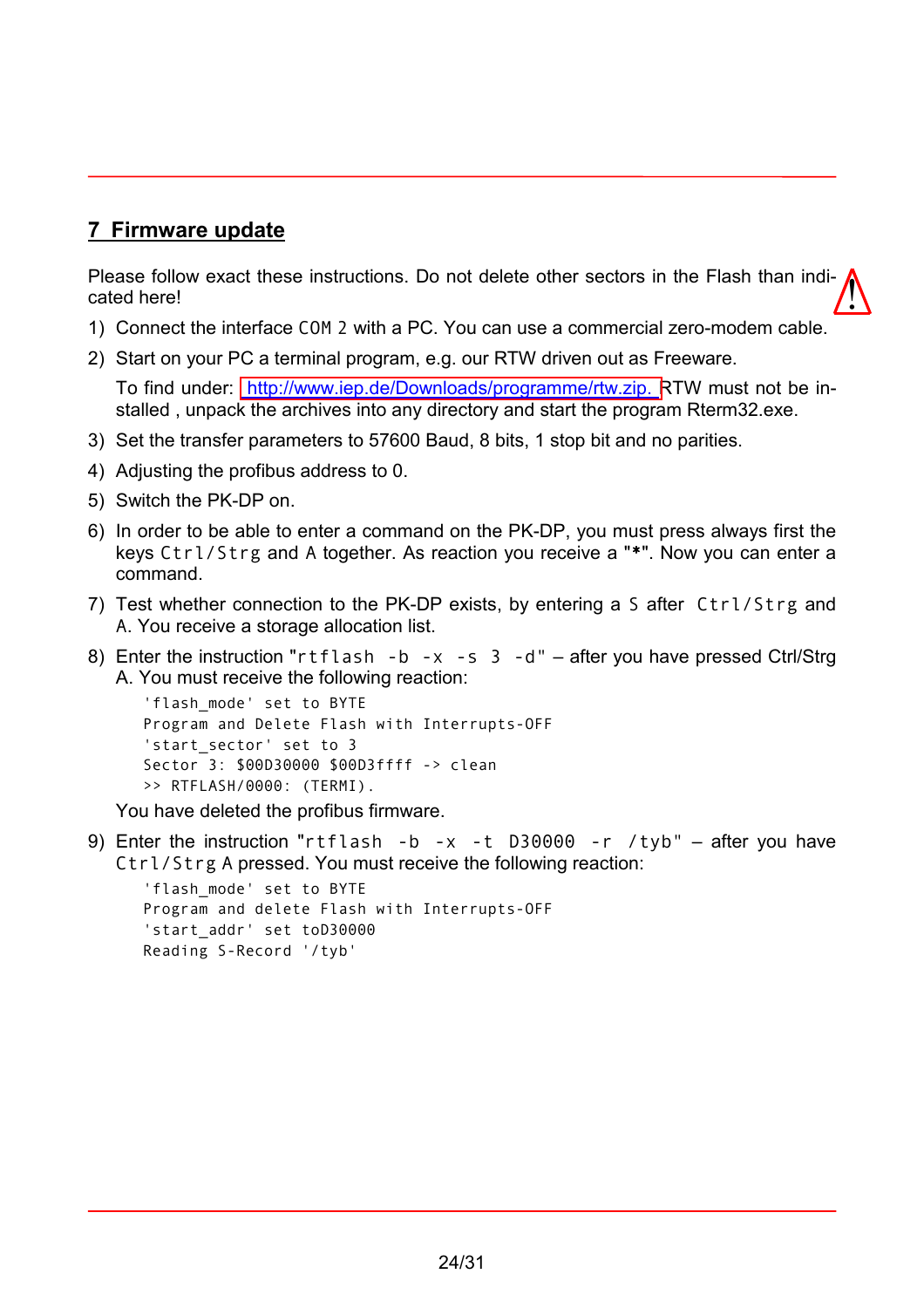## 7 Firmware update

Please follow exact these instructions. Do not delete other sectors in the Flash than indicated here!

1) Connect the interface `COM 2` with a PC. You can use a commercial zero-modem cable.
2) Start on your PC a terminal program, e.g. our RTW driven out as Freeware.

   To find under: http://www.iep.de/Downloads/programme/rtw.zip. RTW must not be installed , unpack the archives into any directory and start the program Rterm32.exe.
3) Set the transfer parameters to 57600 Baud, 8 bits, 1 stop bit and no parities.
4) Adjusting the profibus address to 0.
5) Switch the PK-DP on.
6) In order to be able to enter a command on the PK-DP, you must press always first the keys `Ctrl/Strg` and `A` together. As reaction you receive a "*". Now you can enter a command.
7) Test whether connection to the PK-DP exists, by entering a `S` after `Ctrl/Strg` and `A`. You receive a storage allocation list.
8) Enter the instruction "`rtflash -b -x -s 3 -d`" – after you have pressed Ctrl/Strg A. You must receive the following reaction:

   ```
   'flash_mode' set to BYTE
   Program and Delete Flash with Interrupts-OFF
   'start_sector' set to 3
   Sector 3: $00D30000 $00D3ffff -> clean
   >> RTFLASH/0000: (TERMI).
   ```

   You have deleted the profibus firmware.
9) Enter the instruction "`rtflash -b -x -t D30000 -r /tyb`" – after you have `Ctrl/Strg` A pressed. You must receive the following reaction:

   ```
   'flash_mode' set to BYTE
   Program and delete Flash with Interrupts-OFF
   'start_addr' set toD30000
   Reading S-Record '/tyb'
   ```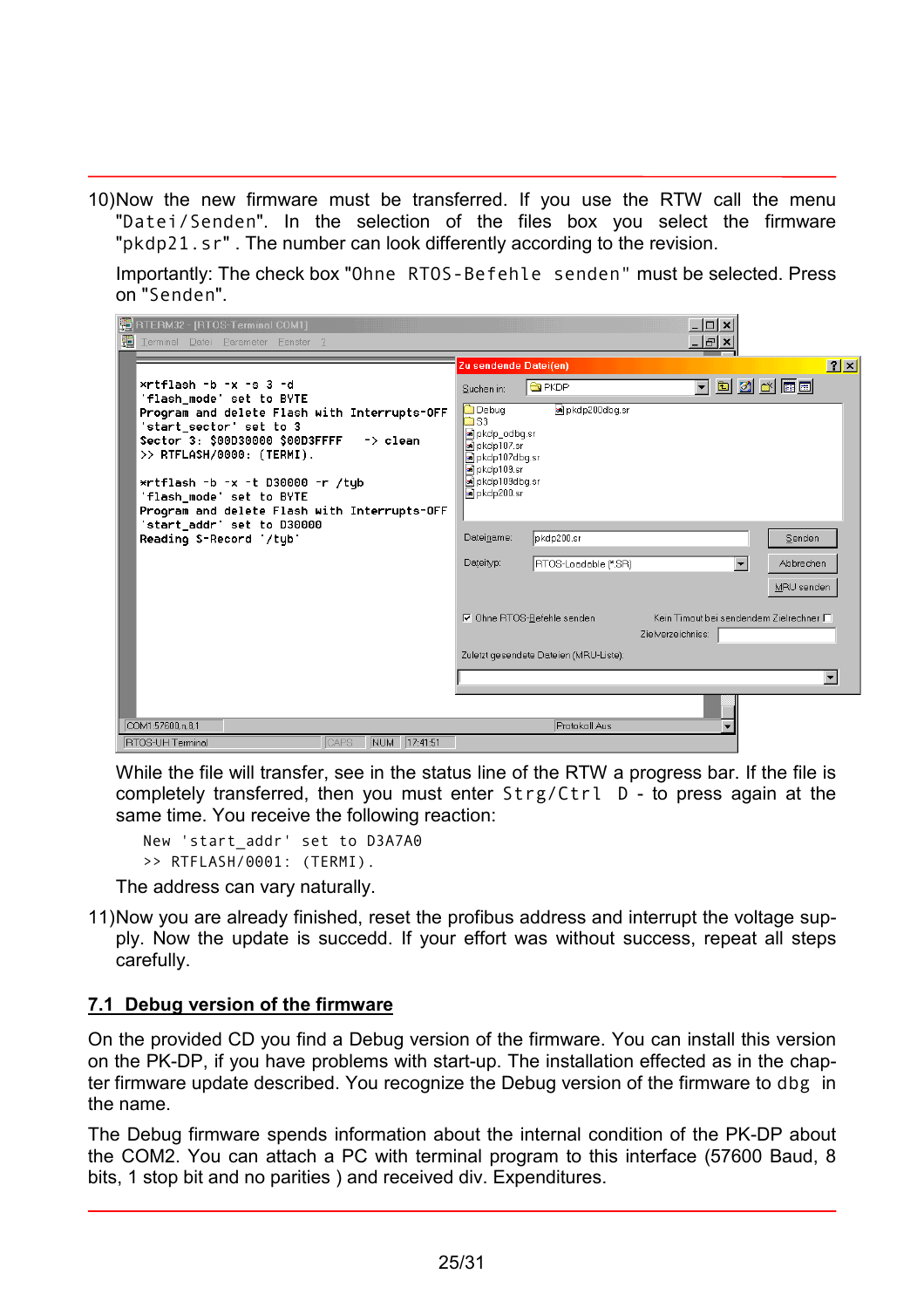10) Now the new firmware must be transferred. If you use the RTW call the menu "Datei/Senden". In the selection of the files box you select the firmware "pkdp21.sr" . The number can look differently according to the revision.

    Importantly: The check box "Ohne RTOS-Befehle senden" must be selected. Press on "Senden".

    While the file will transfer, see in the status line of the RTW a progress bar. If the file is completely transferred, then you must enter Strg/Ctrl D - to press again at the same time. You receive the following reaction:

    ```
    New 'start_addr' set to D3A7A0
    >> RTFLASH/0001: (TERMI).
    ```

    The address can vary naturally.

11) Now you are already finished, reset the profibus address and interrupt the voltage supply. Now the update is succedd. If your effort was without success, repeat all steps carefully.

## 7.1 Debug version of the firmware

On the provided CD you find a Debug version of the firmware. You can install this version on the PK-DP, if you have problems with start-up. The installation effected as in the chapter firmware update described. You recognize the Debug version of the firmware to dbg in the name.

The Debug firmware spends information about the internal condition of the PK-DP about the COM2. You can attach a PC with terminal program to this interface (57600 Baud, 8 bits, 1 stop bit and no parities ) and received div. Expenditures.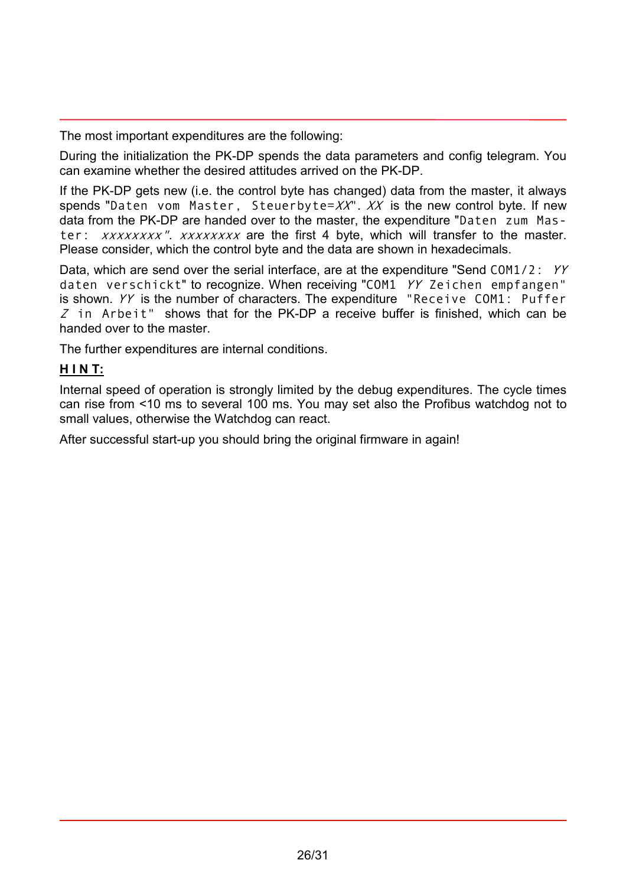The most important expenditures are the following:

During the initialization the PK-DP spends the data parameters and config telegram. You can examine whether the desired attitudes arrived on the PK-DP.

If the PK-DP gets new (i.e. the control byte has changed) data from the master, it always spends "`Daten vom Master, Steuerbyte=`*`XX`*". *`XX`* is the new control byte. If new data from the PK-DP are handed over to the master, the expenditure "`Daten zum Master:` *`xxxxxxxx`*". *`xxxxxxxx`* are the first 4 byte, which will transfer to the master. Please consider, which the control byte and the data are shown in hexadecimals.

Data, which are send over the serial interface, are at the expenditure "Send `COM1/2:` *`YY`* `daten verschickt`" to recognize. When receiving "`COM1` *`YY`* `Zeichen empfangen`" is shown. *`YY`* is the number of characters. The expenditure "`Receive COM1: Puffer` *`Z`* `in Arbeit`" shows that for the PK-DP a receive buffer is finished, which can be handed over to the master.

The further expenditures are internal conditions.

**H I N T:**

Internal speed of operation is strongly limited by the debug expenditures. The cycle times can rise from <10 ms to several 100 ms. You may set also the Profibus watchdog not to small values, otherwise the Watchdog can react.

After successful start-up you should bring the original firmware in again!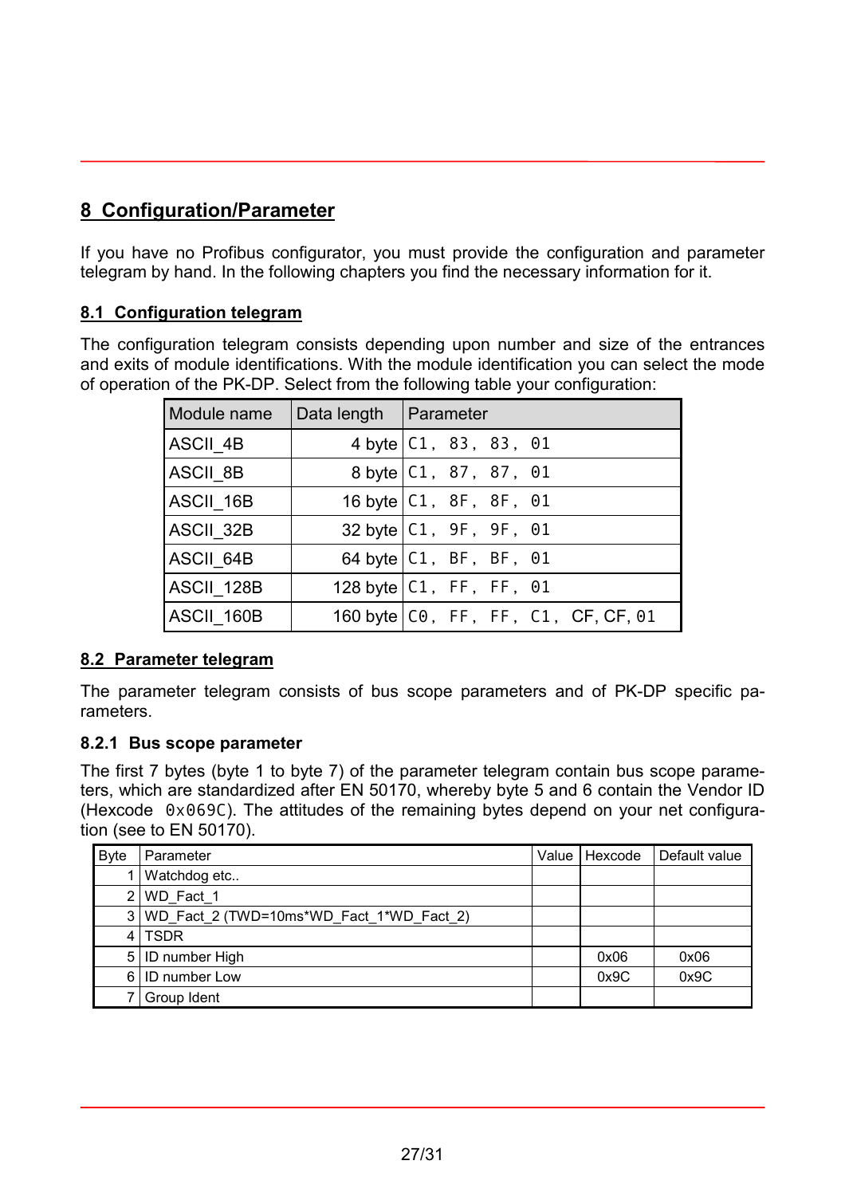# 8 Configuration/Parameter

If you have no Profibus configurator, you must provide the configuration and parameter telegram by hand. In the following chapters you find the necessary information for it.

## 8.1 Configuration telegram

The configuration telegram consists depending upon number and size of the entrances and exits of module identifications. With the module identification you can select the mode of operation of the PK-DP. Select from the following table your configuration:

| Module name | Data length | Parameter |
|---|---|---|
| ASCII_4B | 4 byte | C1, 83, 83, 01 |
| ASCII_8B | 8 byte | C1, 87, 87, 01 |
| ASCII_16B | 16 byte | C1, 8F, 8F, 01 |
| ASCII_32B | 32 byte | C1, 9F, 9F, 01 |
| ASCII_64B | 64 byte | C1, BF, BF, 01 |
| ASCII_128B | 128 byte | C1, FF, FF, 01 |
| ASCII_160B | 160 byte | C0, FF, FF, C1, CF, CF, 01 |

## 8.2 Parameter telegram

The parameter telegram consists of bus scope parameters and of PK-DP specific parameters.

### 8.2.1 Bus scope parameter

The first 7 bytes (byte 1 to byte 7) of the parameter telegram contain bus scope parameters, which are standardized after EN 50170, whereby byte 5 and 6 contain the Vendor ID (Hexcode 0x069C). The attitudes of the remaining bytes depend on your net configuration (see to EN 50170).

| Byte | Parameter | Value | Hexcode | Default value |
|---|---|---|---|---|
| 1 | Watchdog etc.. | | | |
| 2 | WD_Fact_1 | | | |
| 3 | WD_Fact_2 (TWD=10ms*WD_Fact_1*WD_Fact_2) | | | |
| 4 | TSDR | | | |
| 5 | ID number High | | 0x06 | 0x06 |
| 6 | ID number Low | | 0x9C | 0x9C |
| 7 | Group Ident | | | |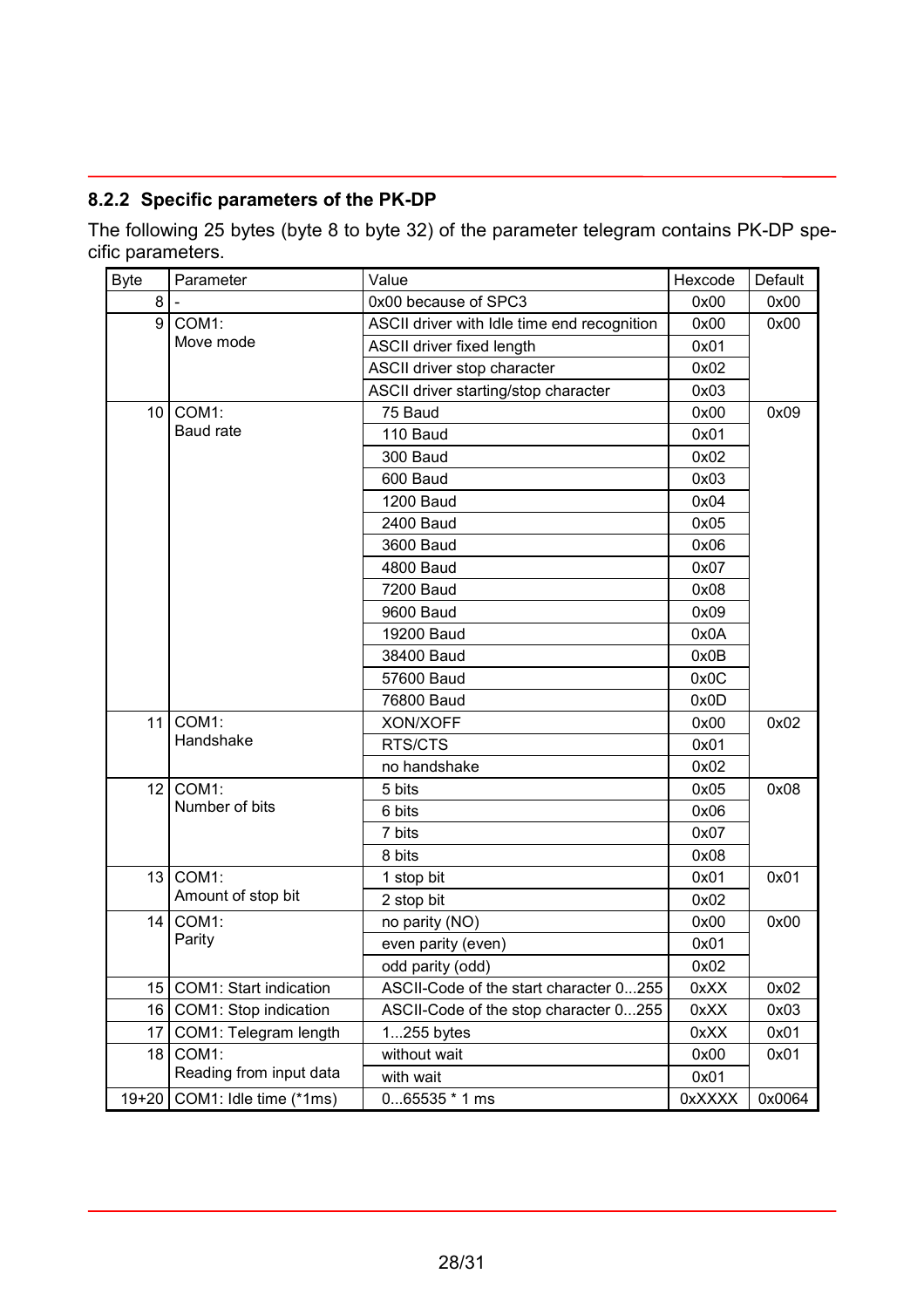### 8.2.2 Specific parameters of the PK-DP

The following 25 bytes (byte 8 to byte 32) of the parameter telegram contains PK-DP specific parameters.

| Byte | Parameter | Value | Hexcode | Default |
|---|---|---|---|---|
| 8 | - | 0x00 because of SPC3 | 0x00 | 0x00 |
| 9 | COM1: Move mode | ASCII driver with Idle time end recognition | 0x00 | 0x00 |
| | | ASCII driver fixed length | 0x01 | |
| | | ASCII driver stop character | 0x02 | |
| | | ASCII driver starting/stop character | 0x03 | |
| 10 | COM1: Baud rate | 75 Baud | 0x00 | 0x09 |
| | | 110 Baud | 0x01 | |
| | | 300 Baud | 0x02 | |
| | | 600 Baud | 0x03 | |
| | | 1200 Baud | 0x04 | |
| | | 2400 Baud | 0x05 | |
| | | 3600 Baud | 0x06 | |
| | | 4800 Baud | 0x07 | |
| | | 7200 Baud | 0x08 | |
| | | 9600 Baud | 0x09 | |
| | | 19200 Baud | 0x0A | |
| | | 38400 Baud | 0x0B | |
| | | 57600 Baud | 0x0C | |
| | | 76800 Baud | 0x0D | |
| 11 | COM1: Handshake | XON/XOFF | 0x00 | 0x02 |
| | | RTS/CTS | 0x01 | |
| | | no handshake | 0x02 | |
| 12 | COM1: Number of bits | 5 bits | 0x05 | 0x08 |
| | | 6 bits | 0x06 | |
| | | 7 bits | 0x07 | |
| | | 8 bits | 0x08 | |
| 13 | COM1: Amount of stop bit | 1 stop bit | 0x01 | 0x01 |
| | | 2 stop bit | 0x02 | |
| 14 | COM1: Parity | no parity (NO) | 0x00 | 0x00 |
| | | even parity (even) | 0x01 | |
| | | odd parity (odd) | 0x02 | |
| 15 | COM1: Start indication | ASCII-Code of the start character 0...255 | 0xXX | 0x02 |
| 16 | COM1: Stop indication | ASCII-Code of the stop character 0...255 | 0xXX | 0x03 |
| 17 | COM1: Telegram length | 1...255 bytes | 0xXX | 0x01 |
| 18 | COM1: Reading from input data | without wait | 0x00 | 0x01 |
| | | with wait | 0x01 | |
| 19+20 | COM1: Idle time (*1ms) | 0...65535 * 1 ms | 0xXXXX | 0x0064 |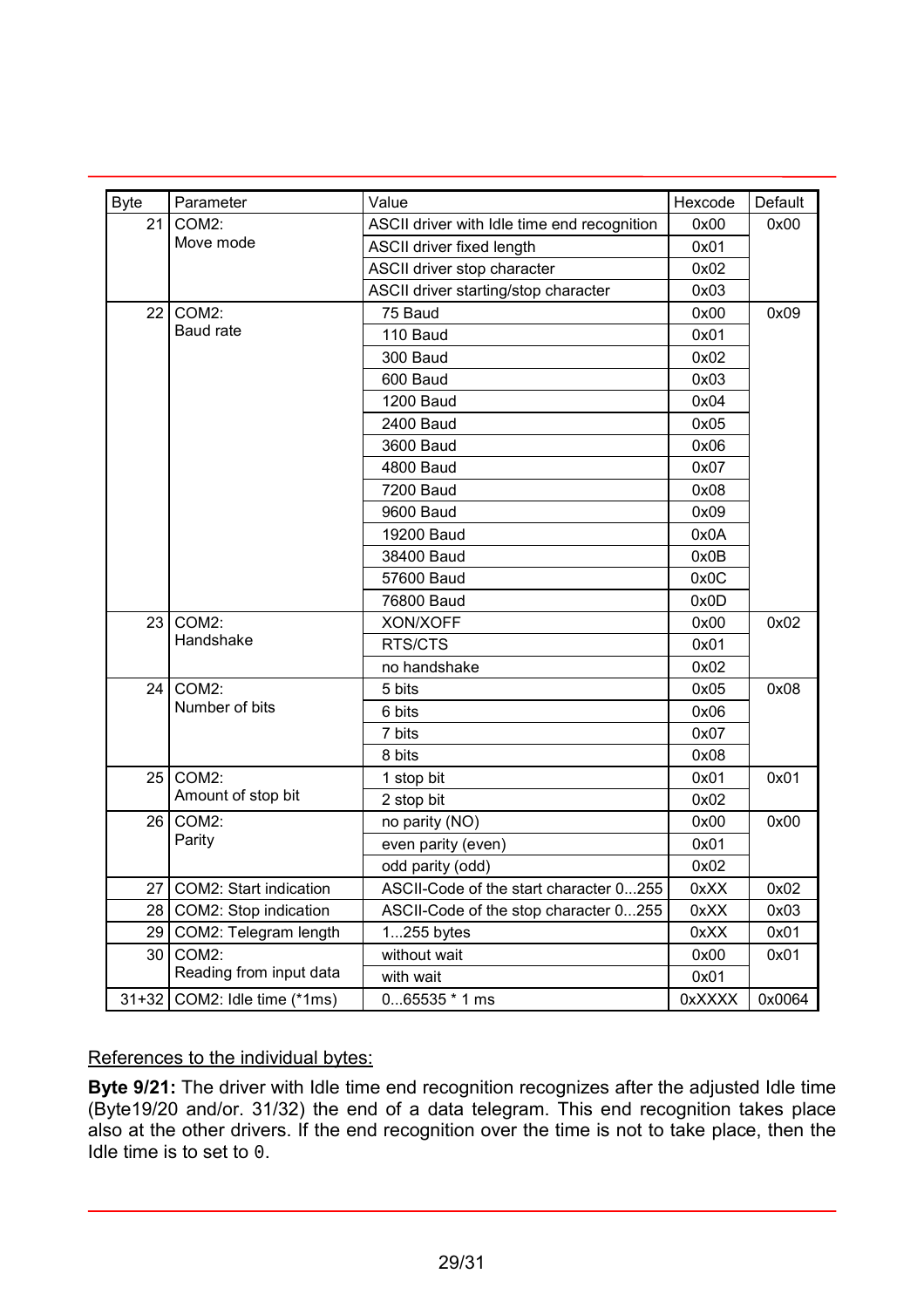| Byte | Parameter | Value | Hexcode | Default |
|---|---|---|---|---|
| 21 | COM2: Move mode | ASCII driver with Idle time end recognition | 0x00 | 0x00 |
| | | ASCII driver fixed length | 0x01 | |
| | | ASCII driver stop character | 0x02 | |
| | | ASCII driver starting/stop character | 0x03 | |
| 22 | COM2: Baud rate | 75 Baud | 0x00 | 0x09 |
| | | 110 Baud | 0x01 | |
| | | 300 Baud | 0x02 | |
| | | 600 Baud | 0x03 | |
| | | 1200 Baud | 0x04 | |
| | | 2400 Baud | 0x05 | |
| | | 3600 Baud | 0x06 | |
| | | 4800 Baud | 0x07 | |
| | | 7200 Baud | 0x08 | |
| | | 9600 Baud | 0x09 | |
| | | 19200 Baud | 0x0A | |
| | | 38400 Baud | 0x0B | |
| | | 57600 Baud | 0x0C | |
| | | 76800 Baud | 0x0D | |
| 23 | COM2: Handshake | XON/XOFF | 0x00 | 0x02 |
| | | RTS/CTS | 0x01 | |
| | | no handshake | 0x02 | |
| 24 | COM2: Number of bits | 5 bits | 0x05 | 0x08 |
| | | 6 bits | 0x06 | |
| | | 7 bits | 0x07 | |
| | | 8 bits | 0x08 | |
| 25 | COM2: Amount of stop bit | 1 stop bit | 0x01 | 0x01 |
| | | 2 stop bit | 0x02 | |
| 26 | COM2: Parity | no parity (NO) | 0x00 | 0x00 |
| | | even parity (even) | 0x01 | |
| | | odd parity (odd) | 0x02 | |
| 27 | COM2: Start indication | ASCII-Code of the start character 0...255 | 0xXX | 0x02 |
| 28 | COM2: Stop indication | ASCII-Code of the stop character 0...255 | 0xXX | 0x03 |
| 29 | COM2: Telegram length | 1...255 bytes | 0xXX | 0x01 |
| 30 | COM2: Reading from input data | without wait | 0x00 | 0x01 |
| | | with wait | 0x01 | |
| 31+32 | COM2: Idle time (*1ms) | 0...65535 * 1 ms | 0xXXXX | 0x0064 |

References to the individual bytes:

**Byte 9/21:** The driver with Idle time end recognition recognizes after the adjusted Idle time (Byte19/20 and/or. 31/32) the end of a data telegram. This end recognition takes place also at the other drivers. If the end recognition over the time is not to take place, then the Idle time is to set to 0.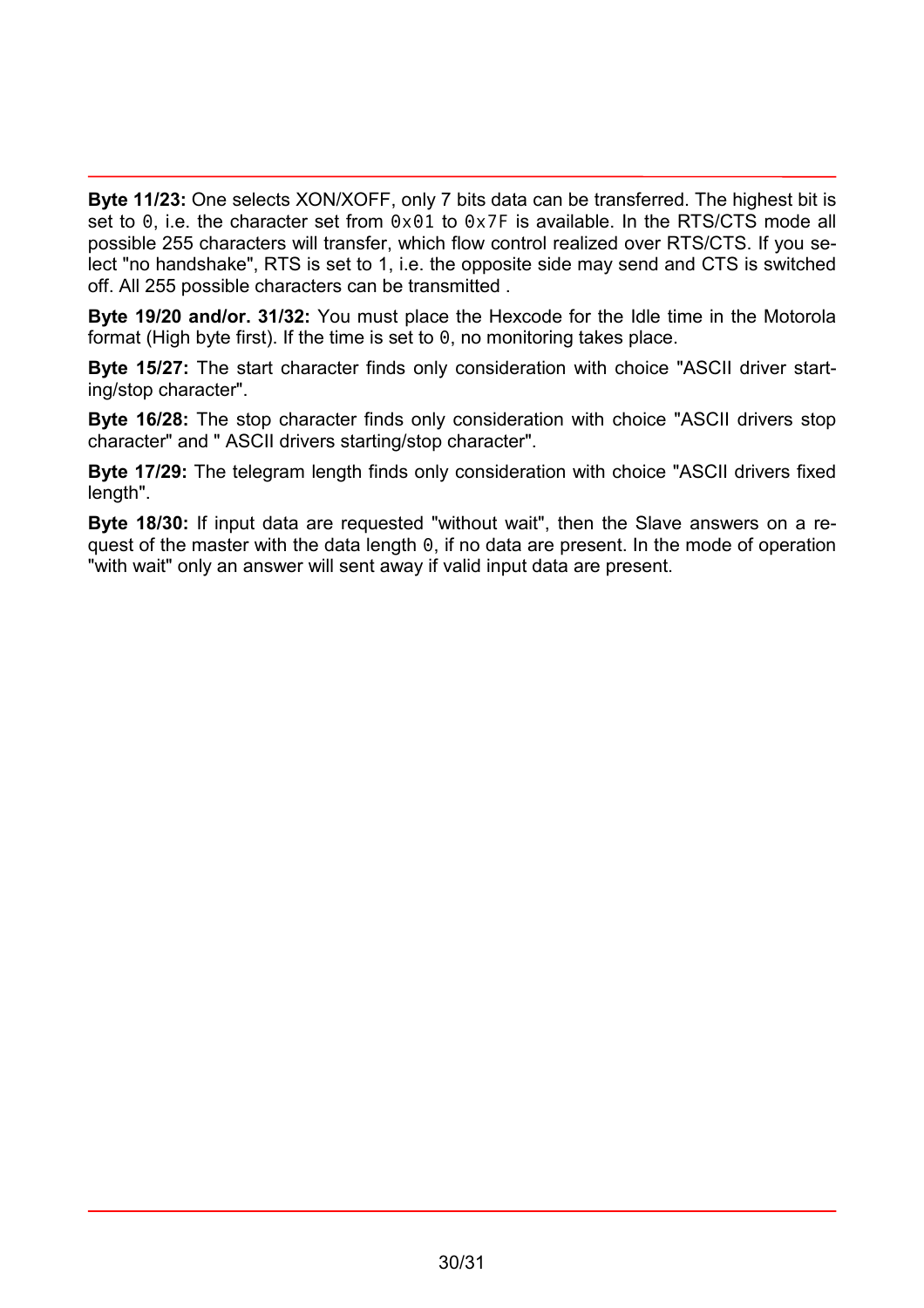**Byte 11/23:** One selects XON/XOFF, only 7 bits data can be transferred. The highest bit is set to `0`, i.e. the character set from `0x01` to `0x7F` is available. In the RTS/CTS mode all possible 255 characters will transfer, which flow control realized over RTS/CTS. If you select "no handshake", RTS is set to 1, i.e. the opposite side may send and CTS is switched off. All 255 possible characters can be transmitted .

**Byte 19/20 and/or. 31/32:** You must place the Hexcode for the Idle time in the Motorola format (High byte first). If the time is set to `0`, no monitoring takes place.

**Byte 15/27:** The start character finds only consideration with choice "ASCII driver starting/stop character".

**Byte 16/28:** The stop character finds only consideration with choice "ASCII drivers stop character" and " ASCII drivers starting/stop character".

**Byte 17/29:** The telegram length finds only consideration with choice "ASCII drivers fixed length".

**Byte 18/30:** If input data are requested "without wait", then the Slave answers on a request of the master with the data length `0`, if no data are present. In the mode of operation "with wait" only an answer will sent away if valid input data are present.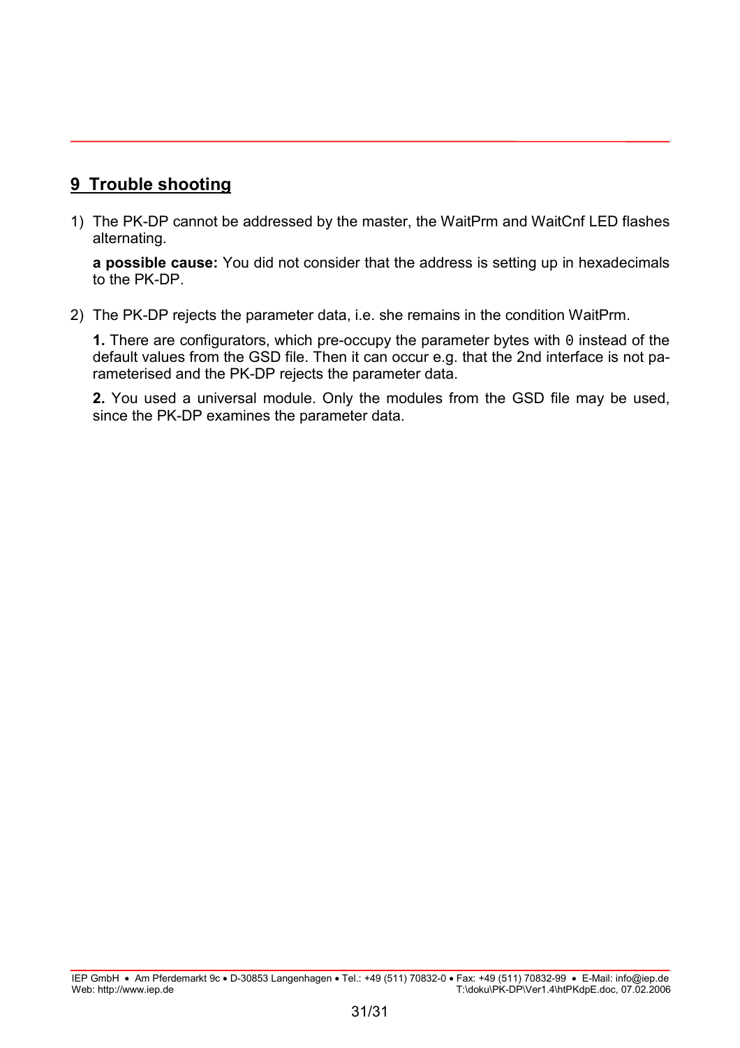# 9 Trouble shooting

1) The PK-DP cannot be addressed by the master, the WaitPrm and WaitCnf LED flashes alternating.

   **a possible cause:** You did not consider that the address is setting up in hexadecimals to the PK-DP.

2) The PK-DP rejects the parameter data, i.e. she remains in the condition WaitPrm.

   **1.** There are configurators, which pre-occupy the parameter bytes with `0` instead of the default values from the GSD file. Then it can occur e.g. that the 2nd interface is not parameterised and the PK-DP rejects the parameter data.

   **2.** You used a universal module. Only the modules from the GSD file may be used, since the PK-DP examines the parameter data.